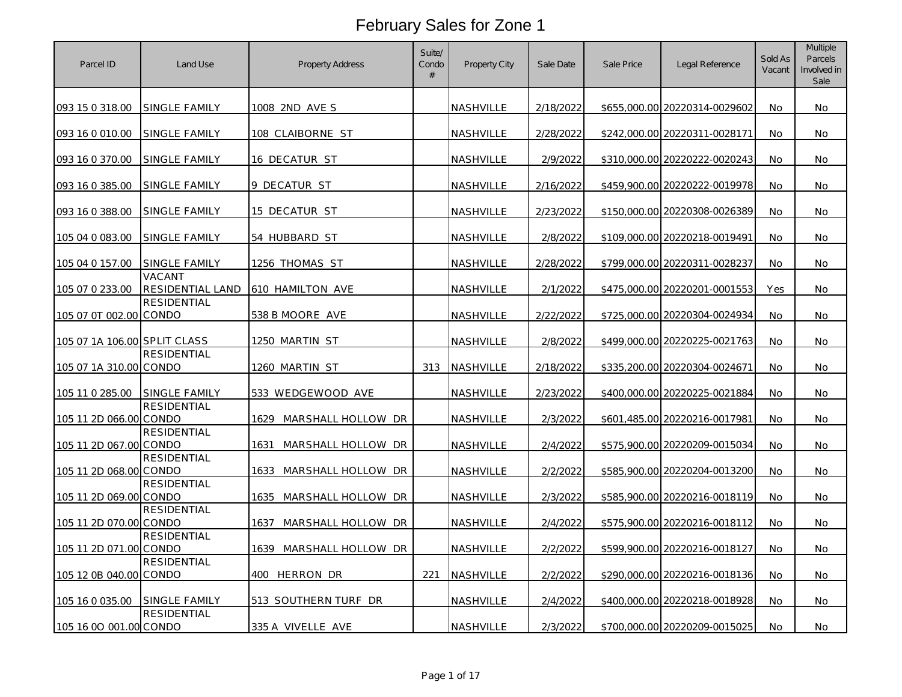# February Sales for Zone 1

| Parcel ID | Land Use | Property Address | Suite/ Condo # | Property City | Sale Date | Sale Price | Legal Reference | Sold As Vacant | Multiple Parcels Involved in Sale |
|---|---|---|---|---|---|---|---|---|---|
| 093 15 0 318.00 | SINGLE FAMILY | 1008 2ND AVE S | | NASHVILLE | 2/18/2022 | $655,000.00 | 20220314-0029602 | No | No |
| 093 16 0 010.00 | SINGLE FAMILY | 108 CLAIBORNE ST | | NASHVILLE | 2/28/2022 | $242,000.00 | 20220311-0028171 | No | No |
| 093 16 0 370.00 | SINGLE FAMILY | 16 DECATUR ST | | NASHVILLE | 2/9/2022 | $310,000.00 | 20220222-0020243 | No | No |
| 093 16 0 385.00 | SINGLE FAMILY | 9 DECATUR ST | | NASHVILLE | 2/16/2022 | $459,900.00 | 20220222-0019978 | No | No |
| 093 16 0 388.00 | SINGLE FAMILY | 15 DECATUR ST | | NASHVILLE | 2/23/2022 | $150,000.00 | 20220308-0026389 | No | No |
| 105 04 0 083.00 | SINGLE FAMILY | 54 HUBBARD ST | | NASHVILLE | 2/8/2022 | $109,000.00 | 20220218-0019491 | No | No |
| 105 04 0 157.00 | SINGLE FAMILY | 1256 THOMAS ST | | NASHVILLE | 2/28/2022 | $799,000.00 | 20220311-0028237 | No | No |
| 105 07 0 233.00 | VACANT RESIDENTIAL LAND | 610 HAMILTON AVE | | NASHVILLE | 2/1/2022 | $475,000.00 | 20220201-0001553 | Yes | No |
| 105 07 0T 002.00 | RESIDENTIAL CONDO | 538 B MOORE AVE | | NASHVILLE | 2/22/2022 | $725,000.00 | 20220304-0024934 | No | No |
| 105 07 1A 106.00 | SPLIT CLASS | 1250 MARTIN ST | | NASHVILLE | 2/8/2022 | $499,000.00 | 20220225-0021763 | No | No |
| 105 07 1A 310.00 | RESIDENTIAL CONDO | 1260 MARTIN ST | 313 | NASHVILLE | 2/18/2022 | $335,200.00 | 20220304-0024671 | No | No |
| 105 11 0 285.00 | SINGLE FAMILY | 533 WEDGEWOOD AVE | | NASHVILLE | 2/23/2022 | $400,000.00 | 20220225-0021884 | No | No |
| 105 11 2D 066.00 | RESIDENTIAL CONDO | 1629 MARSHALL HOLLOW DR | | NASHVILLE | 2/3/2022 | $601,485.00 | 20220216-0017981 | No | No |
| 105 11 2D 067.00 | RESIDENTIAL CONDO | 1631 MARSHALL HOLLOW DR | | NASHVILLE | 2/4/2022 | $575,900.00 | 20220209-0015034 | No | No |
| 105 11 2D 068.00 | RESIDENTIAL CONDO | 1633 MARSHALL HOLLOW DR | | NASHVILLE | 2/2/2022 | $585,900.00 | 20220204-0013200 | No | No |
| 105 11 2D 069.00 | RESIDENTIAL CONDO | 1635 MARSHALL HOLLOW DR | | NASHVILLE | 2/3/2022 | $585,900.00 | 20220216-0018119 | No | No |
| 105 11 2D 070.00 | RESIDENTIAL CONDO | 1637 MARSHALL HOLLOW DR | | NASHVILLE | 2/4/2022 | $575,900.00 | 20220216-0018112 | No | No |
| 105 11 2D 071.00 | RESIDENTIAL CONDO | 1639 MARSHALL HOLLOW DR | | NASHVILLE | 2/2/2022 | $599,900.00 | 20220216-0018127 | No | No |
| 105 12 0B 040.00 | RESIDENTIAL CONDO | 400 HERRON DR | 221 | NASHVILLE | 2/2/2022 | $290,000.00 | 20220216-0018136 | No | No |
| 105 16 0 035.00 | SINGLE FAMILY | 513 SOUTHERN TURF DR | | NASHVILLE | 2/4/2022 | $400,000.00 | 20220218-0018928 | No | No |
| 105 16 0O 001.00 | RESIDENTIAL CONDO | 335 A VIVELLE AVE | | NASHVILLE | 2/3/2022 | $700,000.00 | 20220209-0015025 | No | No |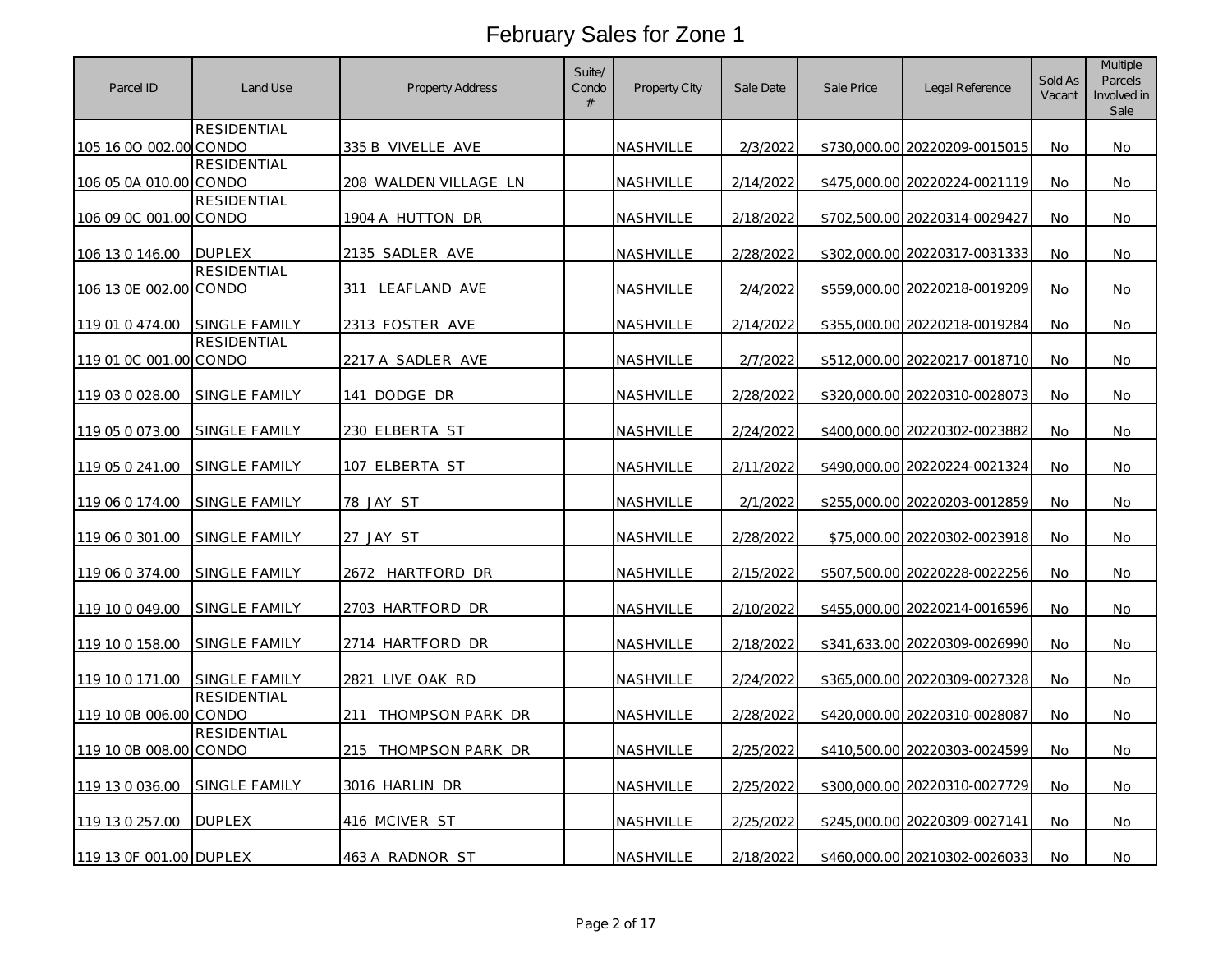# February Sales for Zone 1

| Parcel ID | Land Use | Property Address | Suite/ Condo # | Property City | Sale Date | Sale Price | Legal Reference | Sold As Vacant | Multiple Parcels Involved in Sale |
|---|---|---|---|---|---|---|---|---|---|
| 105 16 0O 002.00 | RESIDENTIAL CONDO | 335 B VIVELLE AVE | | NASHVILLE | 2/3/2022 | $730,000.00 | 20220209-0015015 | No | No |
| 106 05 0A 010.00 | RESIDENTIAL CONDO | 208 WALDEN VILLAGE LN | | NASHVILLE | 2/14/2022 | $475,000.00 | 20220224-0021119 | No | No |
| 106 09 0C 001.00 | RESIDENTIAL CONDO | 1904 A HUTTON DR | | NASHVILLE | 2/18/2022 | $702,500.00 | 20220314-0029427 | No | No |
| 106 13 0 146.00 | DUPLEX | 2135 SADLER AVE | | NASHVILLE | 2/28/2022 | $302,000.00 | 20220317-0031333 | No | No |
| 106 13 0E 002.00 | RESIDENTIAL CONDO | 311 LEAFLAND AVE | | NASHVILLE | 2/4/2022 | $559,000.00 | 20220218-0019209 | No | No |
| 119 01 0 474.00 | SINGLE FAMILY | 2313 FOSTER AVE | | NASHVILLE | 2/14/2022 | $355,000.00 | 20220218-0019284 | No | No |
| 119 01 0C 001.00 | RESIDENTIAL CONDO | 2217 A SADLER AVE | | NASHVILLE | 2/7/2022 | $512,000.00 | 20220217-0018710 | No | No |
| 119 03 0 028.00 | SINGLE FAMILY | 141 DODGE DR | | NASHVILLE | 2/28/2022 | $320,000.00 | 20220310-0028073 | No | No |
| 119 05 0 073.00 | SINGLE FAMILY | 230 ELBERTA ST | | NASHVILLE | 2/24/2022 | $400,000.00 | 20220302-0023882 | No | No |
| 119 05 0 241.00 | SINGLE FAMILY | 107 ELBERTA ST | | NASHVILLE | 2/11/2022 | $490,000.00 | 20220224-0021324 | No | No |
| 119 06 0 174.00 | SINGLE FAMILY | 78 JAY ST | | NASHVILLE | 2/1/2022 | $255,000.00 | 20220203-0012859 | No | No |
| 119 06 0 301.00 | SINGLE FAMILY | 27 JAY ST | | NASHVILLE | 2/28/2022 | $75,000.00 | 20220302-0023918 | No | No |
| 119 06 0 374.00 | SINGLE FAMILY | 2672 HARTFORD DR | | NASHVILLE | 2/15/2022 | $507,500.00 | 20220228-0022256 | No | No |
| 119 10 0 049.00 | SINGLE FAMILY | 2703 HARTFORD DR | | NASHVILLE | 2/10/2022 | $455,000.00 | 20220214-0016596 | No | No |
| 119 10 0 158.00 | SINGLE FAMILY | 2714 HARTFORD DR | | NASHVILLE | 2/18/2022 | $341,633.00 | 20220309-0026990 | No | No |
| 119 10 0 171.00 | SINGLE FAMILY | 2821 LIVE OAK RD | | NASHVILLE | 2/24/2022 | $365,000.00 | 20220309-0027328 | No | No |
| 119 10 0B 006.00 | RESIDENTIAL CONDO | 211 THOMPSON PARK DR | | NASHVILLE | 2/28/2022 | $420,000.00 | 20220310-0028087 | No | No |
| 119 10 0B 008.00 | RESIDENTIAL CONDO | 215 THOMPSON PARK DR | | NASHVILLE | 2/25/2022 | $410,500.00 | 20220303-0024599 | No | No |
| 119 13 0 036.00 | SINGLE FAMILY | 3016 HARLIN DR | | NASHVILLE | 2/25/2022 | $300,000.00 | 20220310-0027729 | No | No |
| 119 13 0 257.00 | DUPLEX | 416 MCIVER ST | | NASHVILLE | 2/25/2022 | $245,000.00 | 20220309-0027141 | No | No |
| 119 13 0F 001.00 | DUPLEX | 463 A RADNOR ST | | NASHVILLE | 2/18/2022 | $460,000.00 | 20210302-0026033 | No | No |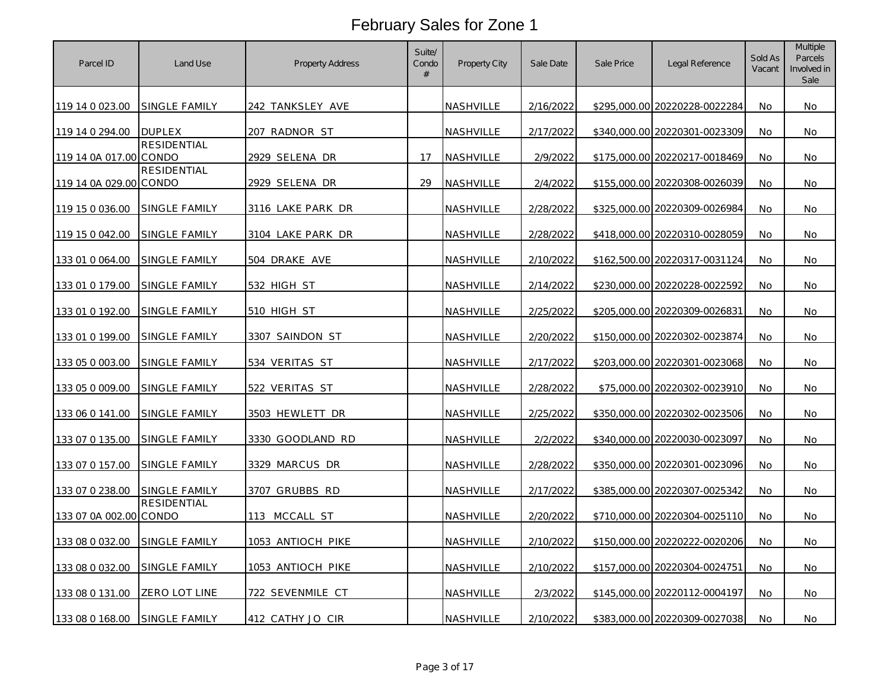# February Sales for Zone 1

| Parcel ID | Land Use | Property Address | Suite/ Condo # | Property City | Sale Date | Sale Price | Legal Reference | Sold As Vacant | Multiple Parcels Involved in Sale |
|---|---|---|---|---|---|---|---|---|---|
| 119 14 0 023.00 | SINGLE FAMILY | 242 TANKSLEY AVE | | NASHVILLE | 2/16/2022 | $295,000.00 | 20220228-0022284 | No | No |
| 119 14 0 294.00 | DUPLEX | 207 RADNOR ST | | NASHVILLE | 2/17/2022 | $340,000.00 | 20220301-0023309 | No | No |
| 119 14 0A 017.00 | RESIDENTIAL CONDO | 2929 SELENA DR | 17 | NASHVILLE | 2/9/2022 | $175,000.00 | 20220217-0018469 | No | No |
| 119 14 0A 029.00 | RESIDENTIAL CONDO | 2929 SELENA DR | 29 | NASHVILLE | 2/4/2022 | $155,000.00 | 20220308-0026039 | No | No |
| 119 15 0 036.00 | SINGLE FAMILY | 3116 LAKE PARK DR | | NASHVILLE | 2/28/2022 | $325,000.00 | 20220309-0026984 | No | No |
| 119 15 0 042.00 | SINGLE FAMILY | 3104 LAKE PARK DR | | NASHVILLE | 2/28/2022 | $418,000.00 | 20220310-0028059 | No | No |
| 133 01 0 064.00 | SINGLE FAMILY | 504 DRAKE AVE | | NASHVILLE | 2/10/2022 | $162,500.00 | 20220317-0031124 | No | No |
| 133 01 0 179.00 | SINGLE FAMILY | 532 HIGH ST | | NASHVILLE | 2/14/2022 | $230,000.00 | 20220228-0022592 | No | No |
| 133 01 0 192.00 | SINGLE FAMILY | 510 HIGH ST | | NASHVILLE | 2/25/2022 | $205,000.00 | 20220309-0026831 | No | No |
| 133 01 0 199.00 | SINGLE FAMILY | 3307 SAINDON ST | | NASHVILLE | 2/20/2022 | $150,000.00 | 20220302-0023874 | No | No |
| 133 05 0 003.00 | SINGLE FAMILY | 534 VERITAS ST | | NASHVILLE | 2/17/2022 | $203,000.00 | 20220301-0023068 | No | No |
| 133 05 0 009.00 | SINGLE FAMILY | 522 VERITAS ST | | NASHVILLE | 2/28/2022 | $75,000.00 | 20220302-0023910 | No | No |
| 133 06 0 141.00 | SINGLE FAMILY | 3503 HEWLETT DR | | NASHVILLE | 2/25/2022 | $350,000.00 | 20220302-0023506 | No | No |
| 133 07 0 135.00 | SINGLE FAMILY | 3330 GOODLAND RD | | NASHVILLE | 2/2/2022 | $340,000.00 | 20220030-0023097 | No | No |
| 133 07 0 157.00 | SINGLE FAMILY | 3329 MARCUS DR | | NASHVILLE | 2/28/2022 | $350,000.00 | 20220301-0023096 | No | No |
| 133 07 0 238.00 | SINGLE FAMILY | 3707 GRUBBS RD | | NASHVILLE | 2/17/2022 | $385,000.00 | 20220307-0025342 | No | No |
| 133 07 0A 002.00 | RESIDENTIAL CONDO | 113 MCCALL ST | | NASHVILLE | 2/20/2022 | $710,000.00 | 20220304-0025110 | No | No |
| 133 08 0 032.00 | SINGLE FAMILY | 1053 ANTIOCH PIKE | | NASHVILLE | 2/10/2022 | $150,000.00 | 20220222-0020206 | No | No |
| 133 08 0 032.00 | SINGLE FAMILY | 1053 ANTIOCH PIKE | | NASHVILLE | 2/10/2022 | $157,000.00 | 20220304-0024751 | No | No |
| 133 08 0 131.00 | ZERO LOT LINE | 722 SEVENMILE CT | | NASHVILLE | 2/3/2022 | $145,000.00 | 20220112-0004197 | No | No |
| 133 08 0 168.00 | SINGLE FAMILY | 412 CATHY JO CIR | | NASHVILLE | 2/10/2022 | $383,000.00 | 20220309-0027038 | No | No |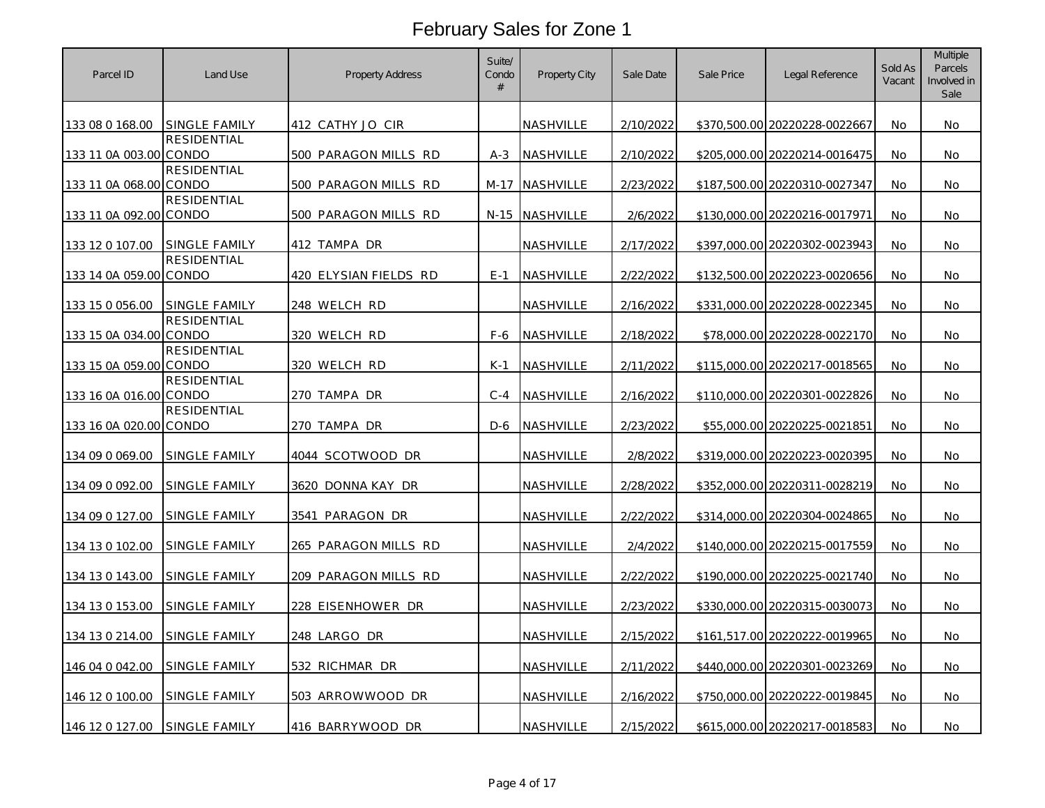# February Sales for Zone 1

| Parcel ID | Land Use | Property Address | Suite/ Condo # | Property City | Sale Date | Sale Price | Legal Reference | Sold As Vacant | Multiple Parcels Involved in Sale |
|---|---|---|---|---|---|---|---|---|---|
| 133 08 0 168.00 | SINGLE FAMILY | 412 CATHY JO CIR | | NASHVILLE | 2/10/2022 | $370,500.00 | 20220228-0022667 | No | No |
| 133 11 0A 003.00 | RESIDENTIAL CONDO | 500 PARAGON MILLS RD | A-3 | NASHVILLE | 2/10/2022 | $205,000.00 | 20220214-0016475 | No | No |
| 133 11 0A 068.00 | RESIDENTIAL CONDO | 500 PARAGON MILLS RD | M-17 | NASHVILLE | 2/23/2022 | $187,500.00 | 20220310-0027347 | No | No |
| 133 11 0A 092.00 | RESIDENTIAL CONDO | 500 PARAGON MILLS RD | N-15 | NASHVILLE | 2/6/2022 | $130,000.00 | 20220216-0017971 | No | No |
| 133 12 0 107.00 | SINGLE FAMILY | 412 TAMPA DR | | NASHVILLE | 2/17/2022 | $397,000.00 | 20220302-0023943 | No | No |
| 133 14 0A 059.00 | RESIDENTIAL CONDO | 420 ELYSIAN FIELDS RD | E-1 | NASHVILLE | 2/22/2022 | $132,500.00 | 20220223-0020656 | No | No |
| 133 15 0 056.00 | SINGLE FAMILY | 248 WELCH RD | | NASHVILLE | 2/16/2022 | $331,000.00 | 20220228-0022345 | No | No |
| 133 15 0A 034.00 | RESIDENTIAL CONDO | 320 WELCH RD | F-6 | NASHVILLE | 2/18/2022 | $78,000.00 | 20220228-0022170 | No | No |
| 133 15 0A 059.00 | RESIDENTIAL CONDO | 320 WELCH RD | K-1 | NASHVILLE | 2/11/2022 | $115,000.00 | 20220217-0018565 | No | No |
| 133 16 0A 016.00 | RESIDENTIAL CONDO | 270 TAMPA DR | C-4 | NASHVILLE | 2/16/2022 | $110,000.00 | 20220301-0022826 | No | No |
| 133 16 0A 020.00 | RESIDENTIAL CONDO | 270 TAMPA DR | D-6 | NASHVILLE | 2/23/2022 | $55,000.00 | 20220225-0021851 | No | No |
| 134 09 0 069.00 | SINGLE FAMILY | 4044 SCOTWOOD DR | | NASHVILLE | 2/8/2022 | $319,000.00 | 20220223-0020395 | No | No |
| 134 09 0 092.00 | SINGLE FAMILY | 3620 DONNA KAY DR | | NASHVILLE | 2/28/2022 | $352,000.00 | 20220311-0028219 | No | No |
| 134 09 0 127.00 | SINGLE FAMILY | 3541 PARAGON DR | | NASHVILLE | 2/22/2022 | $314,000.00 | 20220304-0024865 | No | No |
| 134 13 0 102.00 | SINGLE FAMILY | 265 PARAGON MILLS RD | | NASHVILLE | 2/4/2022 | $140,000.00 | 20220215-0017559 | No | No |
| 134 13 0 143.00 | SINGLE FAMILY | 209 PARAGON MILLS RD | | NASHVILLE | 2/22/2022 | $190,000.00 | 20220225-0021740 | No | No |
| 134 13 0 153.00 | SINGLE FAMILY | 228 EISENHOWER DR | | NASHVILLE | 2/23/2022 | $330,000.00 | 20220315-0030073 | No | No |
| 134 13 0 214.00 | SINGLE FAMILY | 248 LARGO DR | | NASHVILLE | 2/15/2022 | $161,517.00 | 20220222-0019965 | No | No |
| 146 04 0 042.00 | SINGLE FAMILY | 532 RICHMAR DR | | NASHVILLE | 2/11/2022 | $440,000.00 | 20220301-0023269 | No | No |
| 146 12 0 100.00 | SINGLE FAMILY | 503 ARROWWOOD DR | | NASHVILLE | 2/16/2022 | $750,000.00 | 20220222-0019845 | No | No |
| 146 12 0 127.00 | SINGLE FAMILY | 416 BARRYWOOD DR | | NASHVILLE | 2/15/2022 | $615,000.00 | 20220217-0018583 | No | No |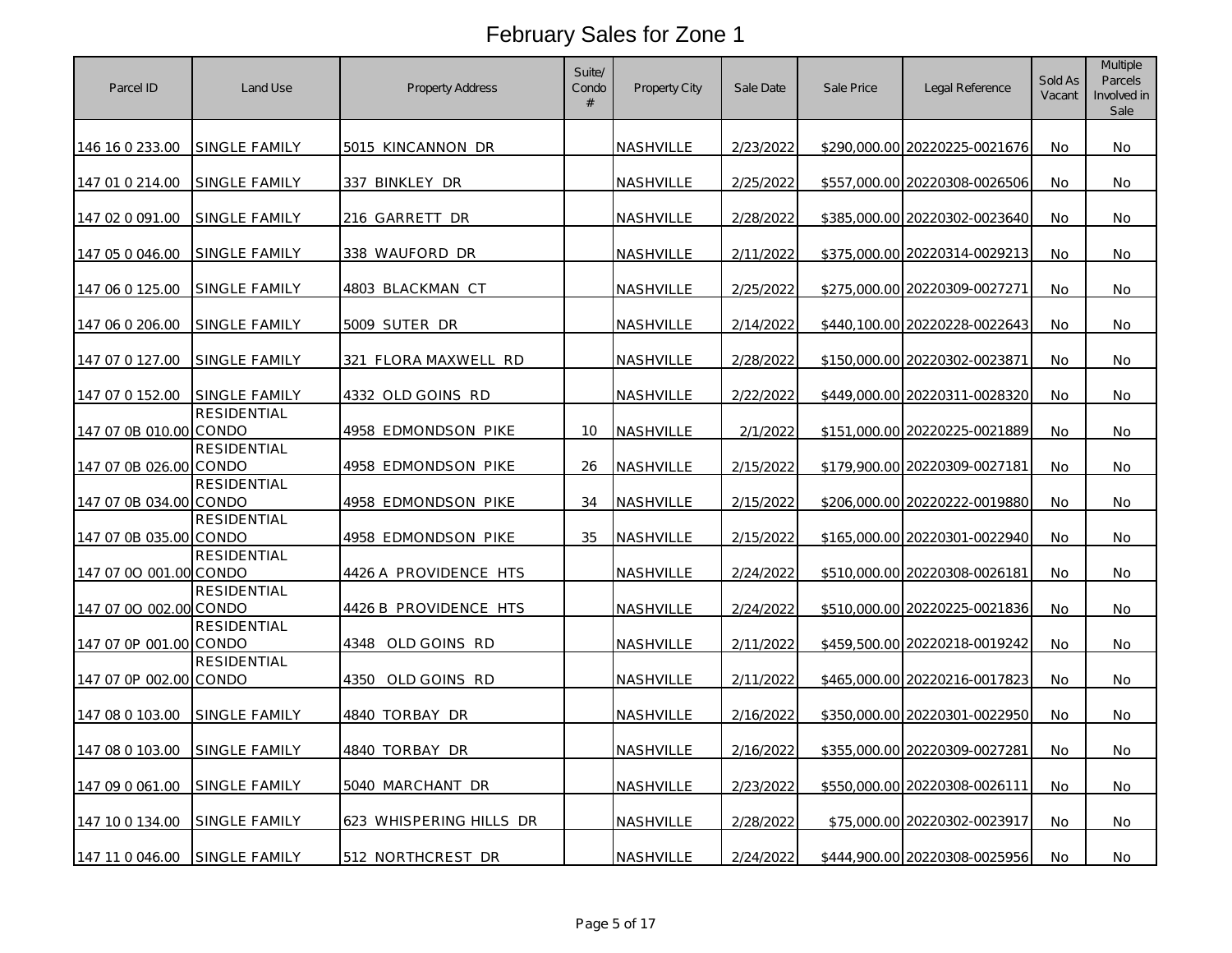# February Sales for Zone 1

| Parcel ID | Land Use | Property Address | Suite/ Condo # | Property City | Sale Date | Sale Price | Legal Reference | Sold As Vacant | Multiple Parcels Involved in Sale |
|---|---|---|---|---|---|---|---|---|---|
| 146 16 0 233.00 | SINGLE FAMILY | 5015 KINCANNON DR | | NASHVILLE | 2/23/2022 | $290,000.00 | 20220225-0021676 | No | No |
| 147 01 0 214.00 | SINGLE FAMILY | 337 BINKLEY DR | | NASHVILLE | 2/25/2022 | $557,000.00 | 20220308-0026506 | No | No |
| 147 02 0 091.00 | SINGLE FAMILY | 216 GARRETT DR | | NASHVILLE | 2/28/2022 | $385,000.00 | 20220302-0023640 | No | No |
| 147 05 0 046.00 | SINGLE FAMILY | 338 WAUFORD DR | | NASHVILLE | 2/11/2022 | $375,000.00 | 20220314-0029213 | No | No |
| 147 06 0 125.00 | SINGLE FAMILY | 4803 BLACKMAN CT | | NASHVILLE | 2/25/2022 | $275,000.00 | 20220309-0027271 | No | No |
| 147 06 0 206.00 | SINGLE FAMILY | 5009 SUTER DR | | NASHVILLE | 2/14/2022 | $440,100.00 | 20220228-0022643 | No | No |
| 147 07 0 127.00 | SINGLE FAMILY | 321 FLORA MAXWELL RD | | NASHVILLE | 2/28/2022 | $150,000.00 | 20220302-0023871 | No | No |
| 147 07 0 152.00 | SINGLE FAMILY | 4332 OLD GOINS RD | | NASHVILLE | 2/22/2022 | $449,000.00 | 20220311-0028320 | No | No |
| 147 07 0B 010.00 | RESIDENTIAL CONDO | 4958 EDMONDSON PIKE | 10 | NASHVILLE | 2/1/2022 | $151,000.00 | 20220225-0021889 | No | No |
| 147 07 0B 026.00 | RESIDENTIAL CONDO | 4958 EDMONDSON PIKE | 26 | NASHVILLE | 2/15/2022 | $179,900.00 | 20220309-0027181 | No | No |
| 147 07 0B 034.00 | RESIDENTIAL CONDO | 4958 EDMONDSON PIKE | 34 | NASHVILLE | 2/15/2022 | $206,000.00 | 20220222-0019880 | No | No |
| 147 07 0B 035.00 | RESIDENTIAL CONDO | 4958 EDMONDSON PIKE | 35 | NASHVILLE | 2/15/2022 | $165,000.00 | 20220301-0022940 | No | No |
| 147 07 0O 001.00 | RESIDENTIAL CONDO | 4426 A PROVIDENCE HTS | | NASHVILLE | 2/24/2022 | $510,000.00 | 20220308-0026181 | No | No |
| 147 07 0O 002.00 | RESIDENTIAL CONDO | 4426 B PROVIDENCE HTS | | NASHVILLE | 2/24/2022 | $510,000.00 | 20220225-0021836 | No | No |
| 147 07 0P 001.00 | RESIDENTIAL CONDO | 4348 OLD GOINS RD | | NASHVILLE | 2/11/2022 | $459,500.00 | 20220218-0019242 | No | No |
| 147 07 0P 002.00 | RESIDENTIAL CONDO | 4350 OLD GOINS RD | | NASHVILLE | 2/11/2022 | $465,000.00 | 20220216-0017823 | No | No |
| 147 08 0 103.00 | SINGLE FAMILY | 4840 TORBAY DR | | NASHVILLE | 2/16/2022 | $350,000.00 | 20220301-0022950 | No | No |
| 147 08 0 103.00 | SINGLE FAMILY | 4840 TORBAY DR | | NASHVILLE | 2/16/2022 | $355,000.00 | 20220309-0027281 | No | No |
| 147 09 0 061.00 | SINGLE FAMILY | 5040 MARCHANT DR | | NASHVILLE | 2/23/2022 | $550,000.00 | 20220308-0026111 | No | No |
| 147 10 0 134.00 | SINGLE FAMILY | 623 WHISPERING HILLS DR | | NASHVILLE | 2/28/2022 | $75,000.00 | 20220302-0023917 | No | No |
| 147 11 0 046.00 | SINGLE FAMILY | 512 NORTHCREST DR | | NASHVILLE | 2/24/2022 | $444,900.00 | 20220308-0025956 | No | No |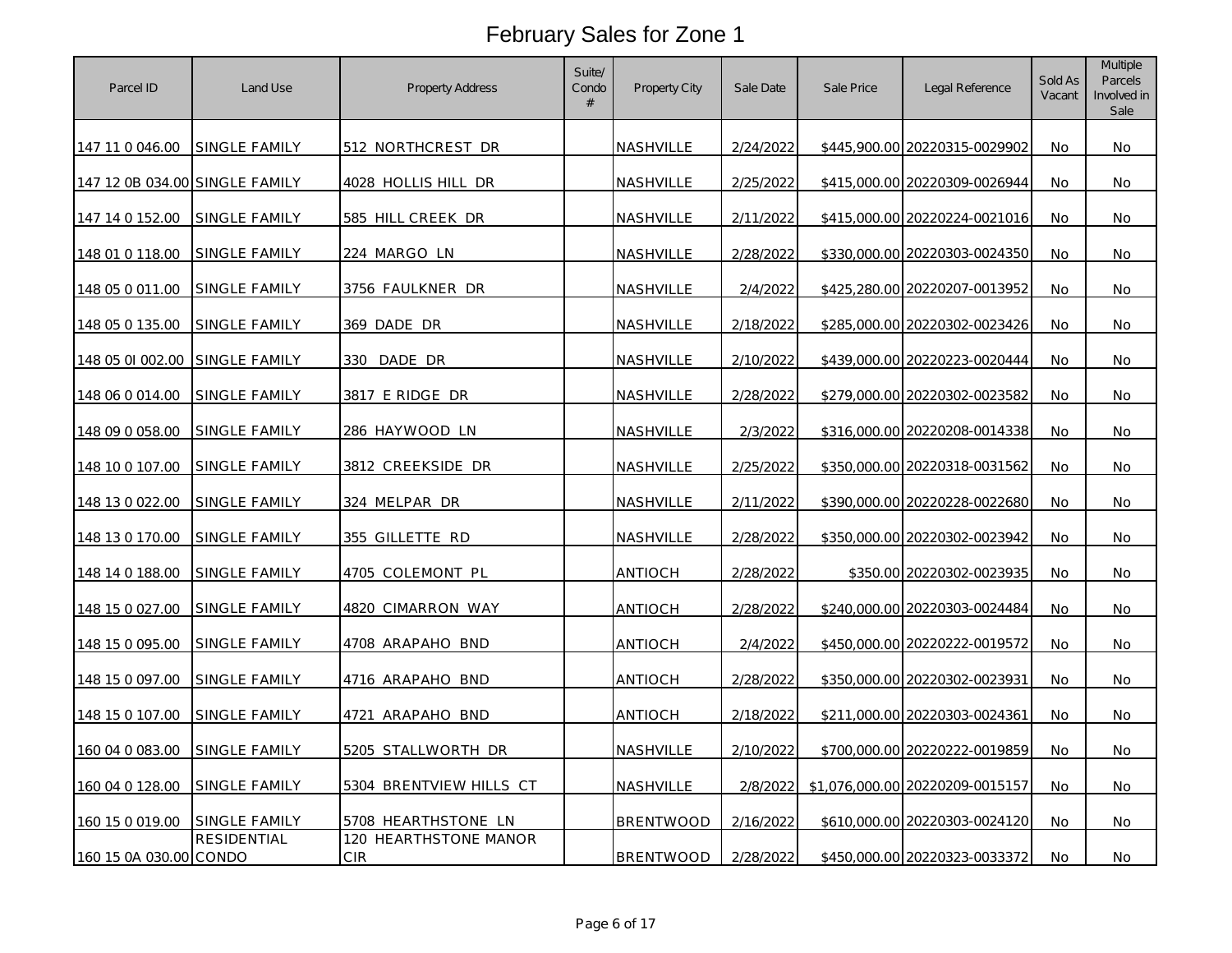# February Sales for Zone 1

| Parcel ID | Land Use | Property Address | Suite/ Condo # | Property City | Sale Date | Sale Price | Legal Reference | Sold As Vacant | Multiple Parcels Involved in Sale |
|---|---|---|---|---|---|---|---|---|---|
| 147 11 0 046.00 | SINGLE FAMILY | 512 NORTHCREST DR | | NASHVILLE | 2/24/2022 | $445,900.00 | 20220315-0029902 | No | No |
| 147 12 0B 034.00 | SINGLE FAMILY | 4028 HOLLIS HILL DR | | NASHVILLE | 2/25/2022 | $415,000.00 | 20220309-0026944 | No | No |
| 147 14 0 152.00 | SINGLE FAMILY | 585 HILL CREEK DR | | NASHVILLE | 2/11/2022 | $415,000.00 | 20220224-0021016 | No | No |
| 148 01 0 118.00 | SINGLE FAMILY | 224 MARGO LN | | NASHVILLE | 2/28/2022 | $330,000.00 | 20220303-0024350 | No | No |
| 148 05 0 011.00 | SINGLE FAMILY | 3756 FAULKNER DR | | NASHVILLE | 2/4/2022 | $425,280.00 | 20220207-0013952 | No | No |
| 148 05 0 135.00 | SINGLE FAMILY | 369 DADE DR | | NASHVILLE | 2/18/2022 | $285,000.00 | 20220302-0023426 | No | No |
| 148 05 0I 002.00 | SINGLE FAMILY | 330 DADE DR | | NASHVILLE | 2/10/2022 | $439,000.00 | 20220223-0020444 | No | No |
| 148 06 0 014.00 | SINGLE FAMILY | 3817 E RIDGE DR | | NASHVILLE | 2/28/2022 | $279,000.00 | 20220302-0023582 | No | No |
| 148 09 0 058.00 | SINGLE FAMILY | 286 HAYWOOD LN | | NASHVILLE | 2/3/2022 | $316,000.00 | 20220208-0014338 | No | No |
| 148 10 0 107.00 | SINGLE FAMILY | 3812 CREEKSIDE DR | | NASHVILLE | 2/25/2022 | $350,000.00 | 20220318-0031562 | No | No |
| 148 13 0 022.00 | SINGLE FAMILY | 324 MELPAR DR | | NASHVILLE | 2/11/2022 | $390,000.00 | 20220228-0022680 | No | No |
| 148 13 0 170.00 | SINGLE FAMILY | 355 GILLETTE RD | | NASHVILLE | 2/28/2022 | $350,000.00 | 20220302-0023942 | No | No |
| 148 14 0 188.00 | SINGLE FAMILY | 4705 COLEMONT PL | | ANTIOCH | 2/28/2022 | $350.00 | 20220302-0023935 | No | No |
| 148 15 0 027.00 | SINGLE FAMILY | 4820 CIMARRON WAY | | ANTIOCH | 2/28/2022 | $240,000.00 | 20220303-0024484 | No | No |
| 148 15 0 095.00 | SINGLE FAMILY | 4708 ARAPAHO BND | | ANTIOCH | 2/4/2022 | $450,000.00 | 20220222-0019572 | No | No |
| 148 15 0 097.00 | SINGLE FAMILY | 4716 ARAPAHO BND | | ANTIOCH | 2/28/2022 | $350,000.00 | 20220302-0023931 | No | No |
| 148 15 0 107.00 | SINGLE FAMILY | 4721 ARAPAHO BND | | ANTIOCH | 2/18/2022 | $211,000.00 | 20220303-0024361 | No | No |
| 160 04 0 083.00 | SINGLE FAMILY | 5205 STALLWORTH DR | | NASHVILLE | 2/10/2022 | $700,000.00 | 20220222-0019859 | No | No |
| 160 04 0 128.00 | SINGLE FAMILY | 5304 BRENTVIEW HILLS CT | | NASHVILLE | 2/8/2022 | $1,076,000.00 | 20220209-0015157 | No | No |
| 160 15 0 019.00 | SINGLE FAMILY | 5708 HEARTHSTONE LN | | BRENTWOOD | 2/16/2022 | $610,000.00 | 20220303-0024120 | No | No |
| 160 15 0A 030.00 | RESIDENTIAL CONDO | 120 HEARTHSTONE MANOR CIR | | BRENTWOOD | 2/28/2022 | $450,000.00 | 20220323-0033372 | No | No |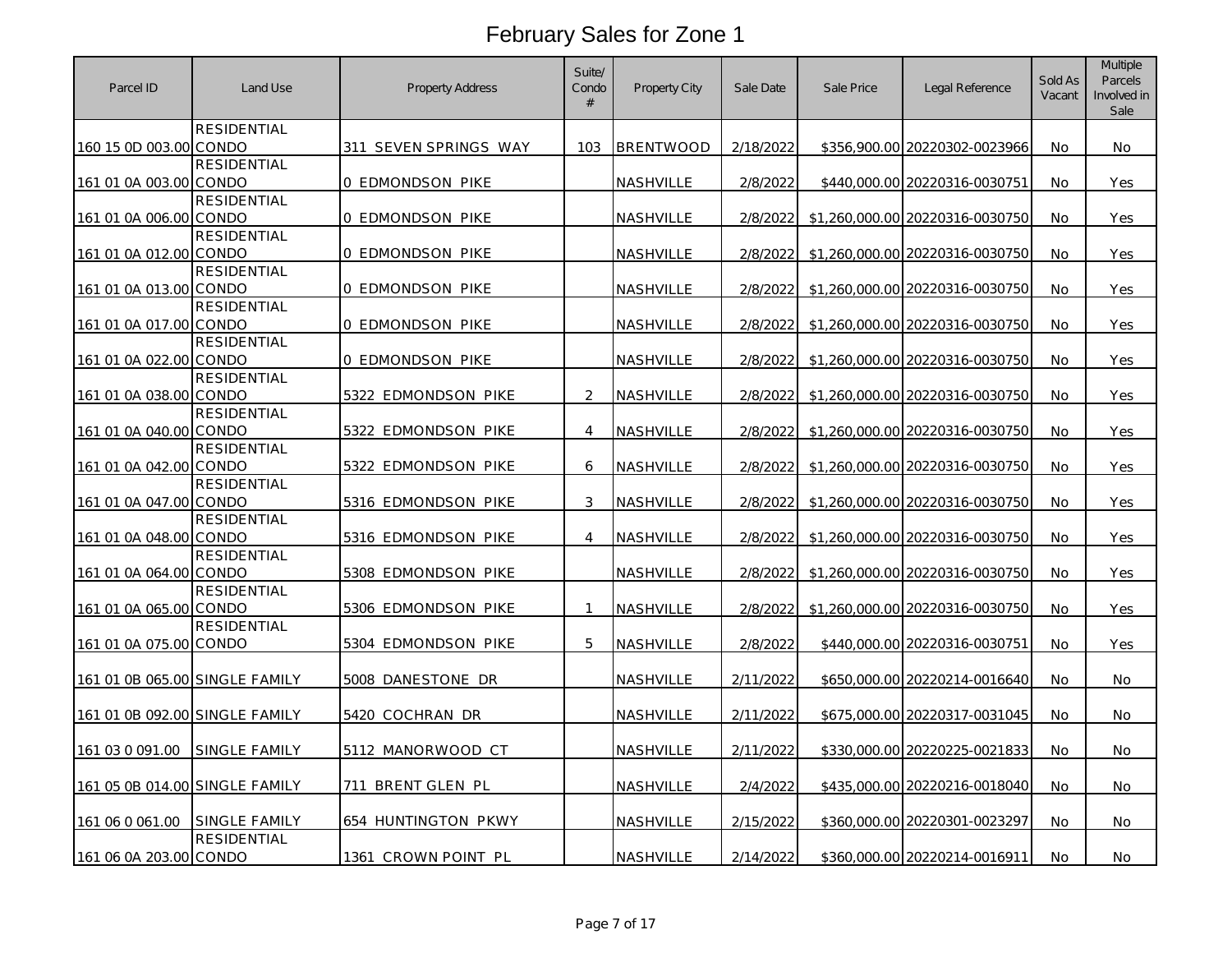# February Sales for Zone 1

| Parcel ID | Land Use | Property Address | Suite/ Condo # | Property City | Sale Date | Sale Price | Legal Reference | Sold As Vacant | Multiple Parcels Involved in Sale |
|---|---|---|---|---|---|---|---|---|---|
| 160 15 0D 003.00 | RESIDENTIAL CONDO | 311 SEVEN SPRINGS WAY | 103 | BRENTWOOD | 2/18/2022 | $356,900.00 | 20220302-0023966 | No | No |
| 161 01 0A 003.00 | RESIDENTIAL CONDO | 0 EDMONDSON PIKE | | NASHVILLE | 2/8/2022 | $440,000.00 | 20220316-0030751 | No | Yes |
| 161 01 0A 006.00 | RESIDENTIAL CONDO | 0 EDMONDSON PIKE | | NASHVILLE | 2/8/2022 | $1,260,000.00 | 20220316-0030750 | No | Yes |
| 161 01 0A 012.00 | RESIDENTIAL CONDO | 0 EDMONDSON PIKE | | NASHVILLE | 2/8/2022 | $1,260,000.00 | 20220316-0030750 | No | Yes |
| 161 01 0A 013.00 | RESIDENTIAL CONDO | 0 EDMONDSON PIKE | | NASHVILLE | 2/8/2022 | $1,260,000.00 | 20220316-0030750 | No | Yes |
| 161 01 0A 017.00 | RESIDENTIAL CONDO | 0 EDMONDSON PIKE | | NASHVILLE | 2/8/2022 | $1,260,000.00 | 20220316-0030750 | No | Yes |
| 161 01 0A 022.00 | RESIDENTIAL CONDO | 0 EDMONDSON PIKE | | NASHVILLE | 2/8/2022 | $1,260,000.00 | 20220316-0030750 | No | Yes |
| 161 01 0A 038.00 | RESIDENTIAL CONDO | 5322 EDMONDSON PIKE | 2 | NASHVILLE | 2/8/2022 | $1,260,000.00 | 20220316-0030750 | No | Yes |
| 161 01 0A 040.00 | RESIDENTIAL CONDO | 5322 EDMONDSON PIKE | 4 | NASHVILLE | 2/8/2022 | $1,260,000.00 | 20220316-0030750 | No | Yes |
| 161 01 0A 042.00 | RESIDENTIAL CONDO | 5322 EDMONDSON PIKE | 6 | NASHVILLE | 2/8/2022 | $1,260,000.00 | 20220316-0030750 | No | Yes |
| 161 01 0A 047.00 | RESIDENTIAL CONDO | 5316 EDMONDSON PIKE | 3 | NASHVILLE | 2/8/2022 | $1,260,000.00 | 20220316-0030750 | No | Yes |
| 161 01 0A 048.00 | RESIDENTIAL CONDO | 5316 EDMONDSON PIKE | 4 | NASHVILLE | 2/8/2022 | $1,260,000.00 | 20220316-0030750 | No | Yes |
| 161 01 0A 064.00 | RESIDENTIAL CONDO | 5308 EDMONDSON PIKE | | NASHVILLE | 2/8/2022 | $1,260,000.00 | 20220316-0030750 | No | Yes |
| 161 01 0A 065.00 | RESIDENTIAL CONDO | 5306 EDMONDSON PIKE | 1 | NASHVILLE | 2/8/2022 | $1,260,000.00 | 20220316-0030750 | No | Yes |
| 161 01 0A 075.00 | RESIDENTIAL CONDO | 5304 EDMONDSON PIKE | 5 | NASHVILLE | 2/8/2022 | $440,000.00 | 20220316-0030751 | No | Yes |
| 161 01 0B 065.00 | SINGLE FAMILY | 5008 DANESTONE DR | | NASHVILLE | 2/11/2022 | $650,000.00 | 20220214-0016640 | No | No |
| 161 01 0B 092.00 | SINGLE FAMILY | 5420 COCHRAN DR | | NASHVILLE | 2/11/2022 | $675,000.00 | 20220317-0031045 | No | No |
| 161 03 0 091.00 | SINGLE FAMILY | 5112 MANORWOOD CT | | NASHVILLE | 2/11/2022 | $330,000.00 | 20220225-0021833 | No | No |
| 161 05 0B 014.00 | SINGLE FAMILY | 711 BRENT GLEN PL | | NASHVILLE | 2/4/2022 | $435,000.00 | 20220216-0018040 | No | No |
| 161 06 0 061.00 | SINGLE FAMILY | 654 HUNTINGTON PKWY | | NASHVILLE | 2/15/2022 | $360,000.00 | 20220301-0023297 | No | No |
| 161 06 0A 203.00 | RESIDENTIAL CONDO | 1361 CROWN POINT PL | | NASHVILLE | 2/14/2022 | $360,000.00 | 20220214-0016911 | No | No |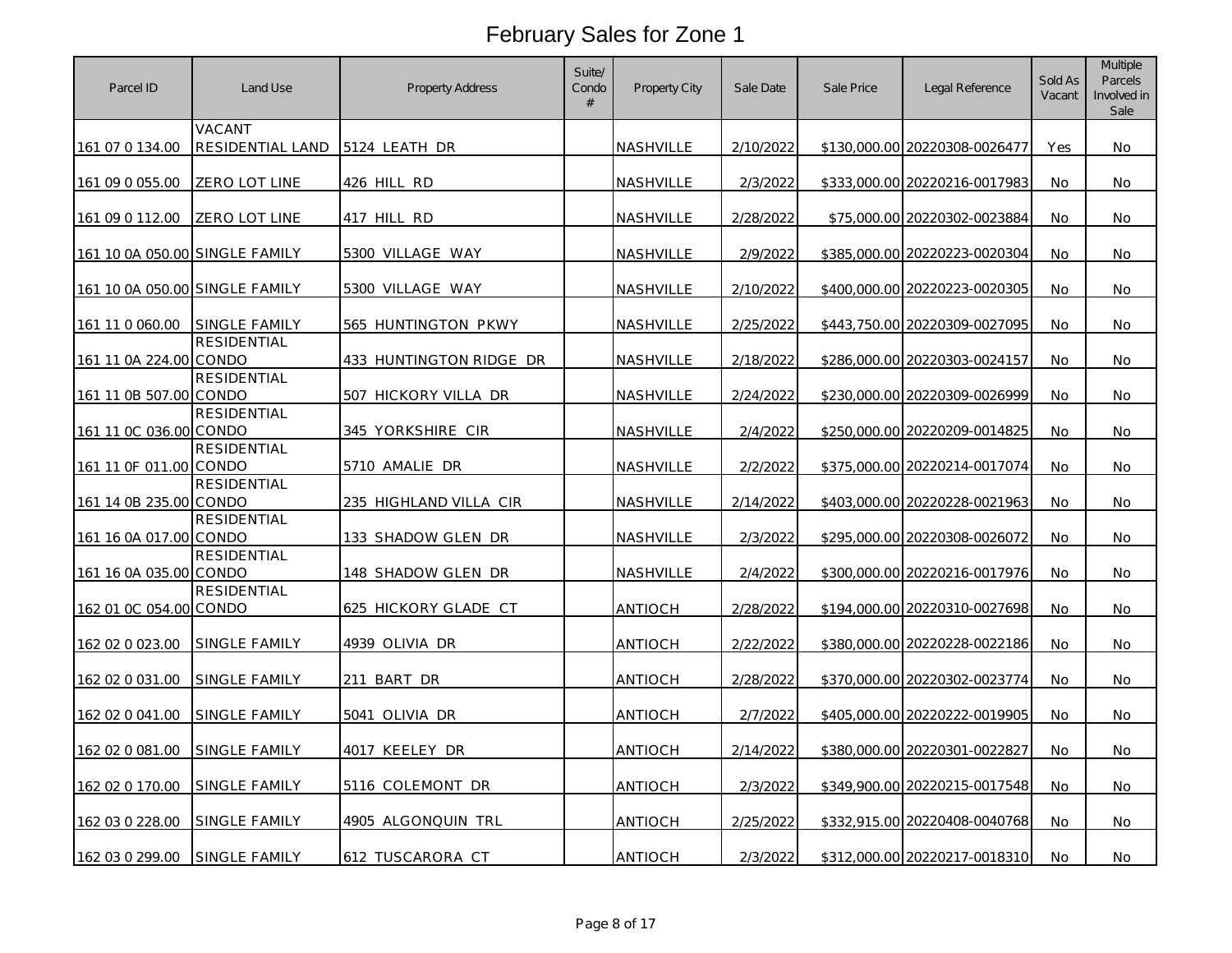# February Sales for Zone 1

| Parcel ID | Land Use | Property Address | Suite/ Condo # | Property City | Sale Date | Sale Price | Legal Reference | Sold As Vacant | Multiple Parcels Involved in Sale |
|---|---|---|---|---|---|---|---|---|---|
| 161 07 0 134.00 | VACANT RESIDENTIAL LAND | 5124 LEATH DR | | NASHVILLE | 2/10/2022 | $130,000.00 | 20220308-0026477 | Yes | No |
| 161 09 0 055.00 | ZERO LOT LINE | 426 HILL RD | | NASHVILLE | 2/3/2022 | $333,000.00 | 20220216-0017983 | No | No |
| 161 09 0 112.00 | ZERO LOT LINE | 417 HILL RD | | NASHVILLE | 2/28/2022 | $75,000.00 | 20220302-0023884 | No | No |
| 161 10 0A 050.00 | SINGLE FAMILY | 5300 VILLAGE WAY | | NASHVILLE | 2/9/2022 | $385,000.00 | 20220223-0020304 | No | No |
| 161 10 0A 050.00 | SINGLE FAMILY | 5300 VILLAGE WAY | | NASHVILLE | 2/10/2022 | $400,000.00 | 20220223-0020305 | No | No |
| 161 11 0 060.00 | SINGLE FAMILY | 565 HUNTINGTON PKWY | | NASHVILLE | 2/25/2022 | $443,750.00 | 20220309-0027095 | No | No |
| 161 11 0A 224.00 | RESIDENTIAL CONDO | 433 HUNTINGTON RIDGE DR | | NASHVILLE | 2/18/2022 | $286,000.00 | 20220303-0024157 | No | No |
| 161 11 0B 507.00 | RESIDENTIAL CONDO | 507 HICKORY VILLA DR | | NASHVILLE | 2/24/2022 | $230,000.00 | 20220309-0026999 | No | No |
| 161 11 0C 036.00 | RESIDENTIAL CONDO | 345 YORKSHIRE CIR | | NASHVILLE | 2/4/2022 | $250,000.00 | 20220209-0014825 | No | No |
| 161 11 0F 011.00 | RESIDENTIAL CONDO | 5710 AMALIE DR | | NASHVILLE | 2/2/2022 | $375,000.00 | 20220214-0017074 | No | No |
| 161 14 0B 235.00 | RESIDENTIAL CONDO | 235 HIGHLAND VILLA CIR | | NASHVILLE | 2/14/2022 | $403,000.00 | 20220228-0021963 | No | No |
| 161 16 0A 017.00 | RESIDENTIAL CONDO | 133 SHADOW GLEN DR | | NASHVILLE | 2/3/2022 | $295,000.00 | 20220308-0026072 | No | No |
| 161 16 0A 035.00 | RESIDENTIAL CONDO | 148 SHADOW GLEN DR | | NASHVILLE | 2/4/2022 | $300,000.00 | 20220216-0017976 | No | No |
| 162 01 0C 054.00 | RESIDENTIAL CONDO | 625 HICKORY GLADE CT | | ANTIOCH | 2/28/2022 | $194,000.00 | 20220310-0027698 | No | No |
| 162 02 0 023.00 | SINGLE FAMILY | 4939 OLIVIA DR | | ANTIOCH | 2/22/2022 | $380,000.00 | 20220228-0022186 | No | No |
| 162 02 0 031.00 | SINGLE FAMILY | 211 BART DR | | ANTIOCH | 2/28/2022 | $370,000.00 | 20220302-0023774 | No | No |
| 162 02 0 041.00 | SINGLE FAMILY | 5041 OLIVIA DR | | ANTIOCH | 2/7/2022 | $405,000.00 | 20220222-0019905 | No | No |
| 162 02 0 081.00 | SINGLE FAMILY | 4017 KEELEY DR | | ANTIOCH | 2/14/2022 | $380,000.00 | 20220301-0022827 | No | No |
| 162 02 0 170.00 | SINGLE FAMILY | 5116 COLEMONT DR | | ANTIOCH | 2/3/2022 | $349,900.00 | 20220215-0017548 | No | No |
| 162 03 0 228.00 | SINGLE FAMILY | 4905 ALGONQUIN TRL | | ANTIOCH | 2/25/2022 | $332,915.00 | 20220408-0040768 | No | No |
| 162 03 0 299.00 | SINGLE FAMILY | 612 TUSCARORA CT | | ANTIOCH | 2/3/2022 | $312,000.00 | 20220217-0018310 | No | No |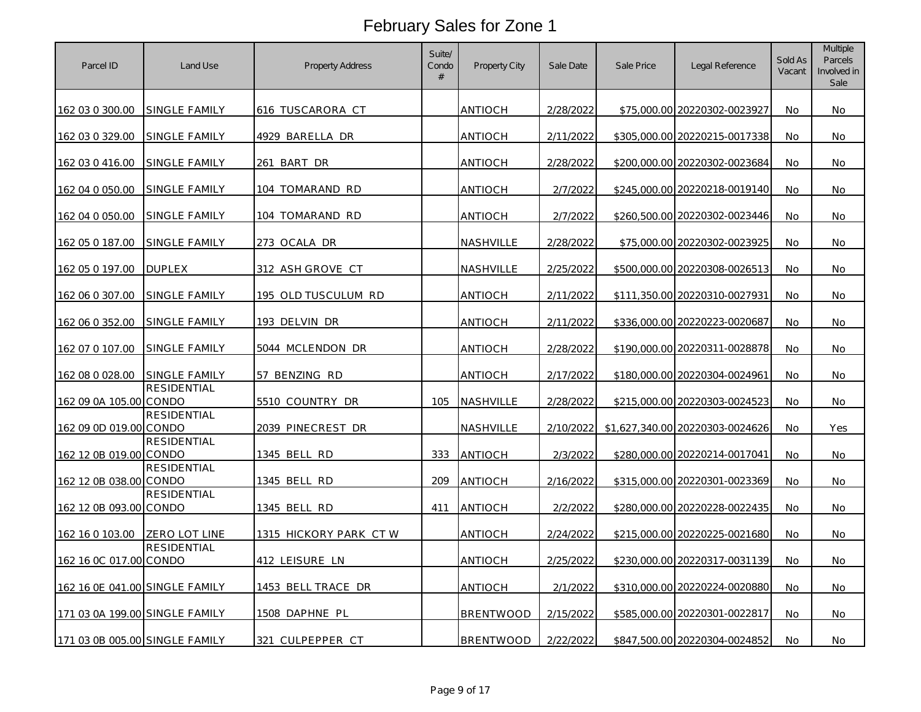# February Sales for Zone 1

| Parcel ID | Land Use | Property Address | Suite/ Condo # | Property City | Sale Date | Sale Price | Legal Reference | Sold As Vacant | Multiple Parcels Involved in Sale |
|---|---|---|---|---|---|---|---|---|---|
| 162 03 0 300.00 | SINGLE FAMILY | 616 TUSCARORA CT | | ANTIOCH | 2/28/2022 | $75,000.00 | 20220302-0023927 | No | No |
| 162 03 0 329.00 | SINGLE FAMILY | 4929 BARELLA DR | | ANTIOCH | 2/11/2022 | $305,000.00 | 20220215-0017338 | No | No |
| 162 03 0 416.00 | SINGLE FAMILY | 261 BART DR | | ANTIOCH | 2/28/2022 | $200,000.00 | 20220302-0023684 | No | No |
| 162 04 0 050.00 | SINGLE FAMILY | 104 TOMARAND RD | | ANTIOCH | 2/7/2022 | $245,000.00 | 20220218-0019140 | No | No |
| 162 04 0 050.00 | SINGLE FAMILY | 104 TOMARAND RD | | ANTIOCH | 2/7/2022 | $260,500.00 | 20220302-0023446 | No | No |
| 162 05 0 187.00 | SINGLE FAMILY | 273 OCALA DR | | NASHVILLE | 2/28/2022 | $75,000.00 | 20220302-0023925 | No | No |
| 162 05 0 197.00 | DUPLEX | 312 ASH GROVE CT | | NASHVILLE | 2/25/2022 | $500,000.00 | 20220308-0026513 | No | No |
| 162 06 0 307.00 | SINGLE FAMILY | 195 OLD TUSCULUM RD | | ANTIOCH | 2/11/2022 | $111,350.00 | 20220310-0027931 | No | No |
| 162 06 0 352.00 | SINGLE FAMILY | 193 DELVIN DR | | ANTIOCH | 2/11/2022 | $336,000.00 | 20220223-0020687 | No | No |
| 162 07 0 107.00 | SINGLE FAMILY | 5044 MCLENDON DR | | ANTIOCH | 2/28/2022 | $190,000.00 | 20220311-0028878 | No | No |
| 162 08 0 028.00 | SINGLE FAMILY | 57 BENZING RD | | ANTIOCH | 2/17/2022 | $180,000.00 | 20220304-0024961 | No | No |
| 162 09 0A 105.00 | RESIDENTIAL CONDO | 5510 COUNTRY DR | 105 | NASHVILLE | 2/28/2022 | $215,000.00 | 20220303-0024523 | No | No |
| 162 09 0D 019.00 | RESIDENTIAL CONDO | 2039 PINECREST DR | | NASHVILLE | 2/10/2022 | $1,627,340.00 | 20220303-0024626 | No | Yes |
| 162 12 0B 019.00 | RESIDENTIAL CONDO | 1345 BELL RD | 333 | ANTIOCH | 2/3/2022 | $280,000.00 | 20220214-0017041 | No | No |
| 162 12 0B 038.00 | RESIDENTIAL CONDO | 1345 BELL RD | 209 | ANTIOCH | 2/16/2022 | $315,000.00 | 20220301-0023369 | No | No |
| 162 12 0B 093.00 | RESIDENTIAL CONDO | 1345 BELL RD | 411 | ANTIOCH | 2/2/2022 | $280,000.00 | 20220228-0022435 | No | No |
| 162 16 0 103.00 | ZERO LOT LINE | 1315 HICKORY PARK CT W | | ANTIOCH | 2/24/2022 | $215,000.00 | 20220225-0021680 | No | No |
| 162 16 0C 017.00 | RESIDENTIAL CONDO | 412 LEISURE LN | | ANTIOCH | 2/25/2022 | $230,000.00 | 20220317-0031139 | No | No |
| 162 16 0E 041.00 | SINGLE FAMILY | 1453 BELL TRACE DR | | ANTIOCH | 2/1/2022 | $310,000.00 | 20220224-0020880 | No | No |
| 171 03 0A 199.00 | SINGLE FAMILY | 1508 DAPHNE PL | | BRENTWOOD | 2/15/2022 | $585,000.00 | 20220301-0022817 | No | No |
| 171 03 0B 005.00 | SINGLE FAMILY | 321 CULPEPPER CT | | BRENTWOOD | 2/22/2022 | $847,500.00 | 20220304-0024852 | No | No |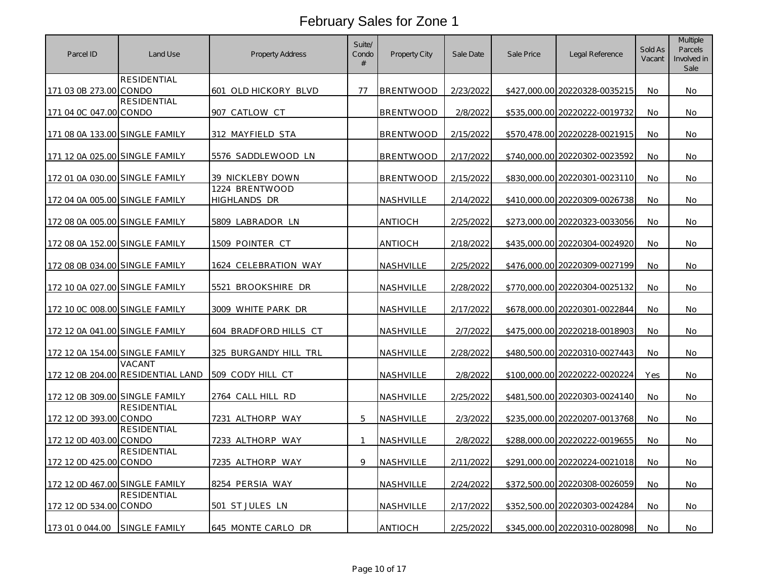# February Sales for Zone 1

| Parcel ID | Land Use | Property Address | Suite/ Condo # | Property City | Sale Date | Sale Price | Legal Reference | Sold As Vacant | Multiple Parcels Involved in Sale |
|---|---|---|---|---|---|---|---|---|---|
| 171 03 0B 273.00 | RESIDENTIAL CONDO | 601 OLD HICKORY BLVD | 77 | BRENTWOOD | 2/23/2022 | $427,000.00 | 20220328-0035215 | No | No |
| 171 04 0C 047.00 | RESIDENTIAL CONDO | 907 CATLOW CT | | BRENTWOOD | 2/8/2022 | $535,000.00 | 20220222-0019732 | No | No |
| 171 08 0A 133.00 | SINGLE FAMILY | 312 MAYFIELD STA | | BRENTWOOD | 2/15/2022 | $570,478.00 | 20220228-0021915 | No | No |
| 171 12 0A 025.00 | SINGLE FAMILY | 5576 SADDLEWOOD LN | | BRENTWOOD | 2/17/2022 | $740,000.00 | 20220302-0023592 | No | No |
| 172 01 0A 030.00 | SINGLE FAMILY | 39 NICKLEBY DOWN | | BRENTWOOD | 2/15/2022 | $830,000.00 | 20220301-0023110 | No | No |
| 172 04 0A 005.00 | SINGLE FAMILY | 1224 BRENTWOOD HIGHLANDS DR | | NASHVILLE | 2/14/2022 | $410,000.00 | 20220309-0026738 | No | No |
| 172 08 0A 005.00 | SINGLE FAMILY | 5809 LABRADOR LN | | ANTIOCH | 2/25/2022 | $273,000.00 | 20220323-0033056 | No | No |
| 172 08 0A 152.00 | SINGLE FAMILY | 1509 POINTER CT | | ANTIOCH | 2/18/2022 | $435,000.00 | 20220304-0024920 | No | No |
| 172 08 0B 034.00 | SINGLE FAMILY | 1624 CELEBRATION WAY | | NASHVILLE | 2/25/2022 | $476,000.00 | 20220309-0027199 | No | No |
| 172 10 0A 027.00 | SINGLE FAMILY | 5521 BROOKSHIRE DR | | NASHVILLE | 2/28/2022 | $770,000.00 | 20220304-0025132 | No | No |
| 172 10 0C 008.00 | SINGLE FAMILY | 3009 WHITE PARK DR | | NASHVILLE | 2/17/2022 | $678,000.00 | 20220301-0022844 | No | No |
| 172 12 0A 041.00 | SINGLE FAMILY | 604 BRADFORD HILLS CT | | NASHVILLE | 2/7/2022 | $475,000.00 | 20220218-0018903 | No | No |
| 172 12 0A 154.00 | SINGLE FAMILY | 325 BURGANDY HILL TRL | | NASHVILLE | 2/28/2022 | $480,500.00 | 20220310-0027443 | No | No |
| 172 12 0B 204.00 | VACANT RESIDENTIAL LAND | 509 CODY HILL CT | | NASHVILLE | 2/8/2022 | $100,000.00 | 20220222-0020224 | Yes | No |
| 172 12 0B 309.00 | SINGLE FAMILY | 2764 CALL HILL RD | | NASHVILLE | 2/25/2022 | $481,500.00 | 20220303-0024140 | No | No |
| 172 12 0D 393.00 | RESIDENTIAL CONDO | 7231 ALTHORP WAY | 5 | NASHVILLE | 2/3/2022 | $235,000.00 | 20220207-0013768 | No | No |
| 172 12 0D 403.00 | RESIDENTIAL CONDO | 7233 ALTHORP WAY | 1 | NASHVILLE | 2/8/2022 | $288,000.00 | 20220222-0019655 | No | No |
| 172 12 0D 425.00 | RESIDENTIAL CONDO | 7235 ALTHORP WAY | 9 | NASHVILLE | 2/11/2022 | $291,000.00 | 20220224-0021018 | No | No |
| 172 12 0D 467.00 | SINGLE FAMILY | 8254 PERSIA WAY | | NASHVILLE | 2/24/2022 | $372,500.00 | 20220308-0026059 | No | No |
| 172 12 0D 534.00 | RESIDENTIAL CONDO | 501 ST JULES LN | | NASHVILLE | 2/17/2022 | $352,500.00 | 20220303-0024284 | No | No |
| 173 01 0 044.00 | SINGLE FAMILY | 645 MONTE CARLO DR | | ANTIOCH | 2/25/2022 | $345,000.00 | 20220310-0028098 | No | No |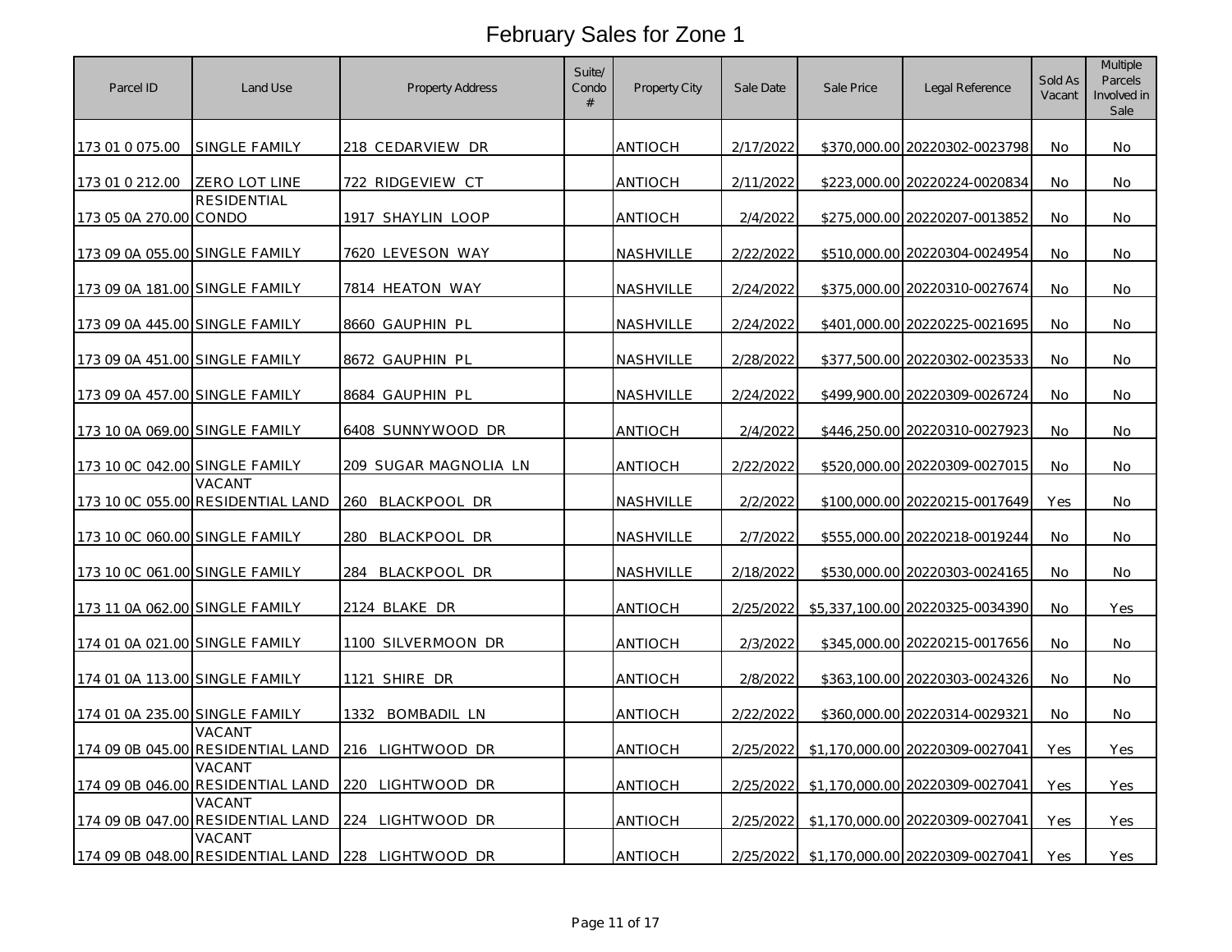# February Sales for Zone 1

| Parcel ID | Land Use | Property Address | Suite/ Condo # | Property City | Sale Date | Sale Price | Legal Reference | Sold As Vacant | Multiple Parcels Involved in Sale |
|---|---|---|---|---|---|---|---|---|---|
| 173 01 0 075.00 | SINGLE FAMILY | 218 CEDARVIEW DR | | ANTIOCH | 2/17/2022 | $370,000.00 | 20220302-0023798 | No | No |
| 173 01 0 212.00 | ZERO LOT LINE | 722 RIDGEVIEW CT | | ANTIOCH | 2/11/2022 | $223,000.00 | 20220224-0020834 | No | No |
| 173 05 0A 270.00 | RESIDENTIAL CONDO | 1917 SHAYLIN LOOP | | ANTIOCH | 2/4/2022 | $275,000.00 | 20220207-0013852 | No | No |
| 173 09 0A 055.00 | SINGLE FAMILY | 7620 LEVESON WAY | | NASHVILLE | 2/22/2022 | $510,000.00 | 20220304-0024954 | No | No |
| 173 09 0A 181.00 | SINGLE FAMILY | 7814 HEATON WAY | | NASHVILLE | 2/24/2022 | $375,000.00 | 20220310-0027674 | No | No |
| 173 09 0A 445.00 | SINGLE FAMILY | 8660 GAUPHIN PL | | NASHVILLE | 2/24/2022 | $401,000.00 | 20220225-0021695 | No | No |
| 173 09 0A 451.00 | SINGLE FAMILY | 8672 GAUPHIN PL | | NASHVILLE | 2/28/2022 | $377,500.00 | 20220302-0023533 | No | No |
| 173 09 0A 457.00 | SINGLE FAMILY | 8684 GAUPHIN PL | | NASHVILLE | 2/24/2022 | $499,900.00 | 20220309-0026724 | No | No |
| 173 10 0A 069.00 | SINGLE FAMILY | 6408 SUNNYWOOD DR | | ANTIOCH | 2/4/2022 | $446,250.00 | 20220310-0027923 | No | No |
| 173 10 0C 042.00 | SINGLE FAMILY | 209 SUGAR MAGNOLIA LN | | ANTIOCH | 2/22/2022 | $520,000.00 | 20220309-0027015 | No | No |
| 173 10 0C 055.00 | VACANT RESIDENTIAL LAND | 260 BLACKPOOL DR | | NASHVILLE | 2/2/2022 | $100,000.00 | 20220215-0017649 | Yes | No |
| 173 10 0C 060.00 | SINGLE FAMILY | 280 BLACKPOOL DR | | NASHVILLE | 2/7/2022 | $555,000.00 | 20220218-0019244 | No | No |
| 173 10 0C 061.00 | SINGLE FAMILY | 284 BLACKPOOL DR | | NASHVILLE | 2/18/2022 | $530,000.00 | 20220303-0024165 | No | No |
| 173 11 0A 062.00 | SINGLE FAMILY | 2124 BLAKE DR | | ANTIOCH | 2/25/2022 | $5,337,100.00 | 20220325-0034390 | No | Yes |
| 174 01 0A 021.00 | SINGLE FAMILY | 1100 SILVERMOON DR | | ANTIOCH | 2/3/2022 | $345,000.00 | 20220215-0017656 | No | No |
| 174 01 0A 113.00 | SINGLE FAMILY | 1121 SHIRE DR | | ANTIOCH | 2/8/2022 | $363,100.00 | 20220303-0024326 | No | No |
| 174 01 0A 235.00 | SINGLE FAMILY | 1332 BOMBADIL LN | | ANTIOCH | 2/22/2022 | $360,000.00 | 20220314-0029321 | No | No |
| 174 09 0B 045.00 | VACANT RESIDENTIAL LAND | 216 LIGHTWOOD DR | | ANTIOCH | 2/25/2022 | $1,170,000.00 | 20220309-0027041 | Yes | Yes |
| 174 09 0B 046.00 | VACANT RESIDENTIAL LAND | 220 LIGHTWOOD DR | | ANTIOCH | 2/25/2022 | $1,170,000.00 | 20220309-0027041 | Yes | Yes |
| 174 09 0B 047.00 | VACANT RESIDENTIAL LAND | 224 LIGHTWOOD DR | | ANTIOCH | 2/25/2022 | $1,170,000.00 | 20220309-0027041 | Yes | Yes |
| 174 09 0B 048.00 | VACANT RESIDENTIAL LAND | 228 LIGHTWOOD DR | | ANTIOCH | 2/25/2022 | $1,170,000.00 | 20220309-0027041 | Yes | Yes |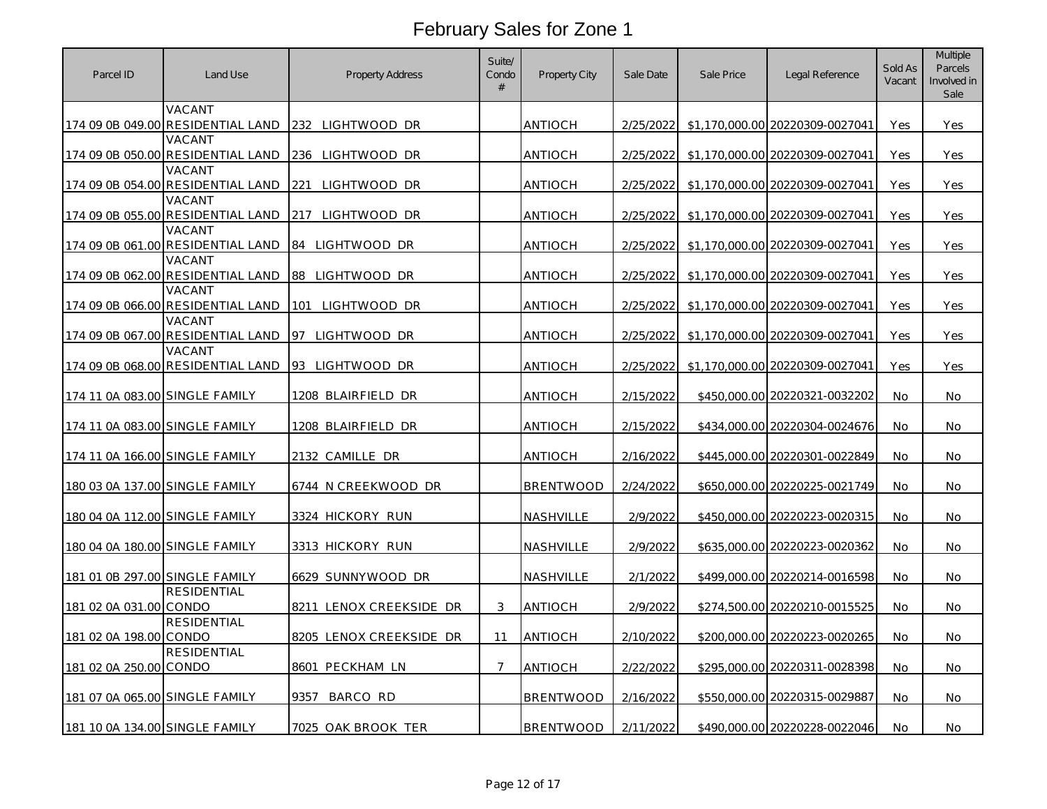# February Sales for Zone 1

| Parcel ID | Land Use | Property Address | Suite/ Condo # | Property City | Sale Date | Sale Price | Legal Reference | Sold As Vacant | Multiple Parcels Involved in Sale |
|---|---|---|---|---|---|---|---|---|---|
| 174 09 0B 049.00 | VACANT RESIDENTIAL LAND | 232 LIGHTWOOD DR | | ANTIOCH | 2/25/2022 | $1,170,000.00 | 20220309-0027041 | Yes | Yes |
| 174 09 0B 050.00 | VACANT RESIDENTIAL LAND | 236 LIGHTWOOD DR | | ANTIOCH | 2/25/2022 | $1,170,000.00 | 20220309-0027041 | Yes | Yes |
| 174 09 0B 054.00 | VACANT RESIDENTIAL LAND | 221 LIGHTWOOD DR | | ANTIOCH | 2/25/2022 | $1,170,000.00 | 20220309-0027041 | Yes | Yes |
| 174 09 0B 055.00 | VACANT RESIDENTIAL LAND | 217 LIGHTWOOD DR | | ANTIOCH | 2/25/2022 | $1,170,000.00 | 20220309-0027041 | Yes | Yes |
| 174 09 0B 061.00 | VACANT RESIDENTIAL LAND | 84 LIGHTWOOD DR | | ANTIOCH | 2/25/2022 | $1,170,000.00 | 20220309-0027041 | Yes | Yes |
| 174 09 0B 062.00 | VACANT RESIDENTIAL LAND | 88 LIGHTWOOD DR | | ANTIOCH | 2/25/2022 | $1,170,000.00 | 20220309-0027041 | Yes | Yes |
| 174 09 0B 066.00 | VACANT RESIDENTIAL LAND | 101 LIGHTWOOD DR | | ANTIOCH | 2/25/2022 | $1,170,000.00 | 20220309-0027041 | Yes | Yes |
| 174 09 0B 067.00 | VACANT RESIDENTIAL LAND | 97 LIGHTWOOD DR | | ANTIOCH | 2/25/2022 | $1,170,000.00 | 20220309-0027041 | Yes | Yes |
| 174 09 0B 068.00 | VACANT RESIDENTIAL LAND | 93 LIGHTWOOD DR | | ANTIOCH | 2/25/2022 | $1,170,000.00 | 20220309-0027041 | Yes | Yes |
| 174 11 0A 083.00 | SINGLE FAMILY | 1208 BLAIRFIELD DR | | ANTIOCH | 2/15/2022 | $450,000.00 | 20220321-0032202 | No | No |
| 174 11 0A 083.00 | SINGLE FAMILY | 1208 BLAIRFIELD DR | | ANTIOCH | 2/15/2022 | $434,000.00 | 20220304-0024676 | No | No |
| 174 11 0A 166.00 | SINGLE FAMILY | 2132 CAMILLE DR | | ANTIOCH | 2/16/2022 | $445,000.00 | 20220301-0022849 | No | No |
| 180 03 0A 137.00 | SINGLE FAMILY | 6744 N CREEKWOOD DR | | BRENTWOOD | 2/24/2022 | $650,000.00 | 20220225-0021749 | No | No |
| 180 04 0A 112.00 | SINGLE FAMILY | 3324 HICKORY RUN | | NASHVILLE | 2/9/2022 | $450,000.00 | 20220223-0020315 | No | No |
| 180 04 0A 180.00 | SINGLE FAMILY | 3313 HICKORY RUN | | NASHVILLE | 2/9/2022 | $635,000.00 | 20220223-0020362 | No | No |
| 181 01 0B 297.00 | SINGLE FAMILY | 6629 SUNNYWOOD DR | | NASHVILLE | 2/1/2022 | $499,000.00 | 20220214-0016598 | No | No |
| 181 02 0A 031.00 | RESIDENTIAL CONDO | 8211 LENOX CREEKSIDE DR | 3 | ANTIOCH | 2/9/2022 | $274,500.00 | 20220210-0015525 | No | No |
| 181 02 0A 198.00 | RESIDENTIAL CONDO | 8205 LENOX CREEKSIDE DR | 11 | ANTIOCH | 2/10/2022 | $200,000.00 | 20220223-0020265 | No | No |
| 181 02 0A 250.00 | RESIDENTIAL CONDO | 8601 PECKHAM LN | 7 | ANTIOCH | 2/22/2022 | $295,000.00 | 20220311-0028398 | No | No |
| 181 07 0A 065.00 | SINGLE FAMILY | 9357 BARCO RD | | BRENTWOOD | 2/16/2022 | $550,000.00 | 20220315-0029887 | No | No |
| 181 10 0A 134.00 | SINGLE FAMILY | 7025 OAK BROOK TER | | BRENTWOOD | 2/11/2022 | $490,000.00 | 20220228-0022046 | No | No |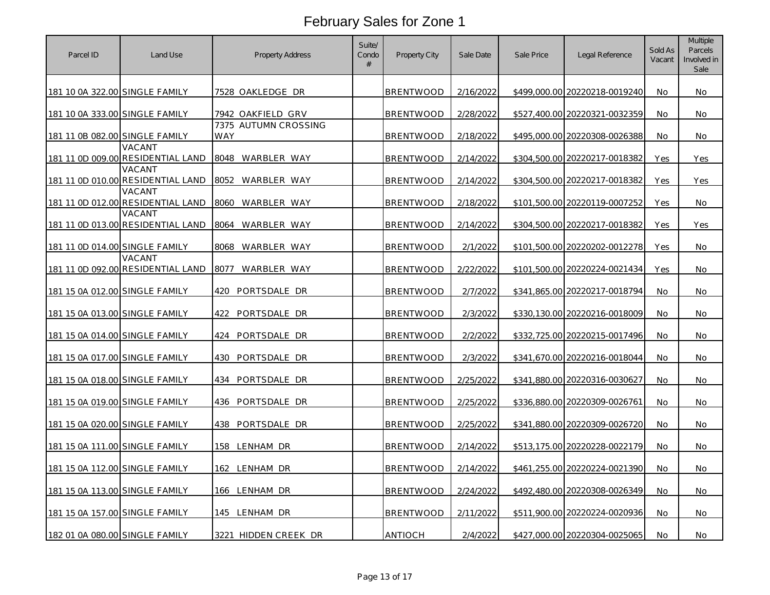# February Sales for Zone 1

| Parcel ID | Land Use | Property Address | Suite/ Condo # | Property City | Sale Date | Sale Price | Legal Reference | Sold As Vacant | Multiple Parcels Involved in Sale |
|---|---|---|---|---|---|---|---|---|---|
| 181 10 0A 322.00 | SINGLE FAMILY | 7528 OAKLEDGE DR | | BRENTWOOD | 2/16/2022 | $499,000.00 | 20220218-0019240 | No | No |
| 181 10 0A 333.00 | SINGLE FAMILY | 7942 OAKFIELD GRV | | BRENTWOOD | 2/28/2022 | $527,400.00 | 20220321-0032359 | No | No |
| 181 11 0B 082.00 | SINGLE FAMILY | 7375 AUTUMN CROSSING WAY | | BRENTWOOD | 2/18/2022 | $495,000.00 | 20220308-0026388 | No | No |
| 181 11 0D 009.00 | VACANT RESIDENTIAL LAND | 8048 WARBLER WAY | | BRENTWOOD | 2/14/2022 | $304,500.00 | 20220217-0018382 | Yes | Yes |
| 181 11 0D 010.00 | VACANT RESIDENTIAL LAND | 8052 WARBLER WAY | | BRENTWOOD | 2/14/2022 | $304,500.00 | 20220217-0018382 | Yes | Yes |
| 181 11 0D 012.00 | VACANT RESIDENTIAL LAND | 8060 WARBLER WAY | | BRENTWOOD | 2/18/2022 | $101,500.00 | 20220119-0007252 | Yes | No |
| 181 11 0D 013.00 | VACANT RESIDENTIAL LAND | 8064 WARBLER WAY | | BRENTWOOD | 2/14/2022 | $304,500.00 | 20220217-0018382 | Yes | Yes |
| 181 11 0D 014.00 | SINGLE FAMILY | 8068 WARBLER WAY | | BRENTWOOD | 2/1/2022 | $101,500.00 | 20220202-0012278 | Yes | No |
| 181 11 0D 092.00 | VACANT RESIDENTIAL LAND | 8077 WARBLER WAY | | BRENTWOOD | 2/22/2022 | $101,500.00 | 20220224-0021434 | Yes | No |
| 181 15 0A 012.00 | SINGLE FAMILY | 420 PORTSDALE DR | | BRENTWOOD | 2/7/2022 | $341,865.00 | 20220217-0018794 | No | No |
| 181 15 0A 013.00 | SINGLE FAMILY | 422 PORTSDALE DR | | BRENTWOOD | 2/3/2022 | $330,130.00 | 20220216-0018009 | No | No |
| 181 15 0A 014.00 | SINGLE FAMILY | 424 PORTSDALE DR | | BRENTWOOD | 2/2/2022 | $332,725.00 | 20220215-0017496 | No | No |
| 181 15 0A 017.00 | SINGLE FAMILY | 430 PORTSDALE DR | | BRENTWOOD | 2/3/2022 | $341,670.00 | 20220216-0018044 | No | No |
| 181 15 0A 018.00 | SINGLE FAMILY | 434 PORTSDALE DR | | BRENTWOOD | 2/25/2022 | $341,880.00 | 20220316-0030627 | No | No |
| 181 15 0A 019.00 | SINGLE FAMILY | 436 PORTSDALE DR | | BRENTWOOD | 2/25/2022 | $336,880.00 | 20220309-0026761 | No | No |
| 181 15 0A 020.00 | SINGLE FAMILY | 438 PORTSDALE DR | | BRENTWOOD | 2/25/2022 | $341,880.00 | 20220309-0026720 | No | No |
| 181 15 0A 111.00 | SINGLE FAMILY | 158 LENHAM DR | | BRENTWOOD | 2/14/2022 | $513,175.00 | 20220228-0022179 | No | No |
| 181 15 0A 112.00 | SINGLE FAMILY | 162 LENHAM DR | | BRENTWOOD | 2/14/2022 | $461,255.00 | 20220224-0021390 | No | No |
| 181 15 0A 113.00 | SINGLE FAMILY | 166 LENHAM DR | | BRENTWOOD | 2/24/2022 | $492,480.00 | 20220308-0026349 | No | No |
| 181 15 0A 157.00 | SINGLE FAMILY | 145 LENHAM DR | | BRENTWOOD | 2/11/2022 | $511,900.00 | 20220224-0020936 | No | No |
| 182 01 0A 080.00 | SINGLE FAMILY | 3221 HIDDEN CREEK DR | | ANTIOCH | 2/4/2022 | $427,000.00 | 20220304-0025065 | No | No |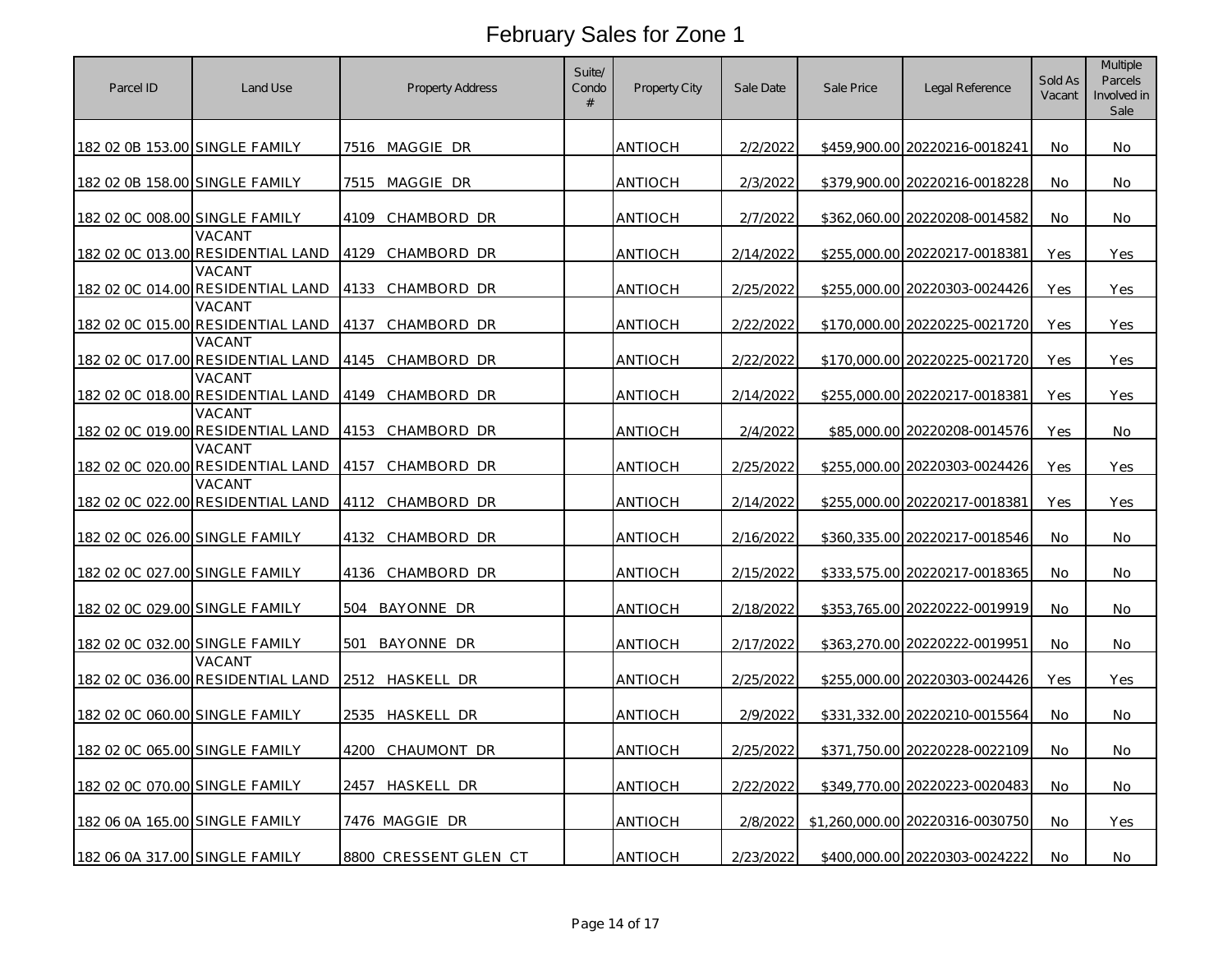# February Sales for Zone 1

| Parcel ID | Land Use | Property Address | Suite/ Condo # | Property City | Sale Date | Sale Price | Legal Reference | Sold As Vacant | Multiple Parcels Involved in Sale |
|---|---|---|---|---|---|---|---|---|---|
| 182 02 0B 153.00 | SINGLE FAMILY | 7516 MAGGIE DR | | ANTIOCH | 2/2/2022 | $459,900.00 | 20220216-0018241 | No | No |
| 182 02 0B 158.00 | SINGLE FAMILY | 7515 MAGGIE DR | | ANTIOCH | 2/3/2022 | $379,900.00 | 20220216-0018228 | No | No |
| 182 02 0C 008.00 | SINGLE FAMILY | 4109 CHAMBORD DR | | ANTIOCH | 2/7/2022 | $362,060.00 | 20220208-0014582 | No | No |
| 182 02 0C 013.00 | VACANT RESIDENTIAL LAND | 4129 CHAMBORD DR | | ANTIOCH | 2/14/2022 | $255,000.00 | 20220217-0018381 | Yes | Yes |
| 182 02 0C 014.00 | VACANT RESIDENTIAL LAND | 4133 CHAMBORD DR | | ANTIOCH | 2/25/2022 | $255,000.00 | 20220303-0024426 | Yes | Yes |
| 182 02 0C 015.00 | VACANT RESIDENTIAL LAND | 4137 CHAMBORD DR | | ANTIOCH | 2/22/2022 | $170,000.00 | 20220225-0021720 | Yes | Yes |
| 182 02 0C 017.00 | VACANT RESIDENTIAL LAND | 4145 CHAMBORD DR | | ANTIOCH | 2/22/2022 | $170,000.00 | 20220225-0021720 | Yes | Yes |
| 182 02 0C 018.00 | VACANT RESIDENTIAL LAND | 4149 CHAMBORD DR | | ANTIOCH | 2/14/2022 | $255,000.00 | 20220217-0018381 | Yes | Yes |
| 182 02 0C 019.00 | VACANT RESIDENTIAL LAND | 4153 CHAMBORD DR | | ANTIOCH | 2/4/2022 | $85,000.00 | 20220208-0014576 | Yes | No |
| 182 02 0C 020.00 | VACANT RESIDENTIAL LAND | 4157 CHAMBORD DR | | ANTIOCH | 2/25/2022 | $255,000.00 | 20220303-0024426 | Yes | Yes |
| 182 02 0C 022.00 | VACANT RESIDENTIAL LAND | 4112 CHAMBORD DR | | ANTIOCH | 2/14/2022 | $255,000.00 | 20220217-0018381 | Yes | Yes |
| 182 02 0C 026.00 | SINGLE FAMILY | 4132 CHAMBORD DR | | ANTIOCH | 2/16/2022 | $360,335.00 | 20220217-0018546 | No | No |
| 182 02 0C 027.00 | SINGLE FAMILY | 4136 CHAMBORD DR | | ANTIOCH | 2/15/2022 | $333,575.00 | 20220217-0018365 | No | No |
| 182 02 0C 029.00 | SINGLE FAMILY | 504 BAYONNE DR | | ANTIOCH | 2/18/2022 | $353,765.00 | 20220222-0019919 | No | No |
| 182 02 0C 032.00 | SINGLE FAMILY | 501 BAYONNE DR | | ANTIOCH | 2/17/2022 | $363,270.00 | 20220222-0019951 | No | No |
| 182 02 0C 036.00 | VACANT RESIDENTIAL LAND | 2512 HASKELL DR | | ANTIOCH | 2/25/2022 | $255,000.00 | 20220303-0024426 | Yes | Yes |
| 182 02 0C 060.00 | SINGLE FAMILY | 2535 HASKELL DR | | ANTIOCH | 2/9/2022 | $331,332.00 | 20220210-0015564 | No | No |
| 182 02 0C 065.00 | SINGLE FAMILY | 4200 CHAUMONT DR | | ANTIOCH | 2/25/2022 | $371,750.00 | 20220228-0022109 | No | No |
| 182 02 0C 070.00 | SINGLE FAMILY | 2457 HASKELL DR | | ANTIOCH | 2/22/2022 | $349,770.00 | 20220223-0020483 | No | No |
| 182 06 0A 165.00 | SINGLE FAMILY | 7476 MAGGIE DR | | ANTIOCH | 2/8/2022 | $1,260,000.00 | 20220316-0030750 | No | Yes |
| 182 06 0A 317.00 | SINGLE FAMILY | 8800 CRESSENT GLEN CT | | ANTIOCH | 2/23/2022 | $400,000.00 | 20220303-0024222 | No | No |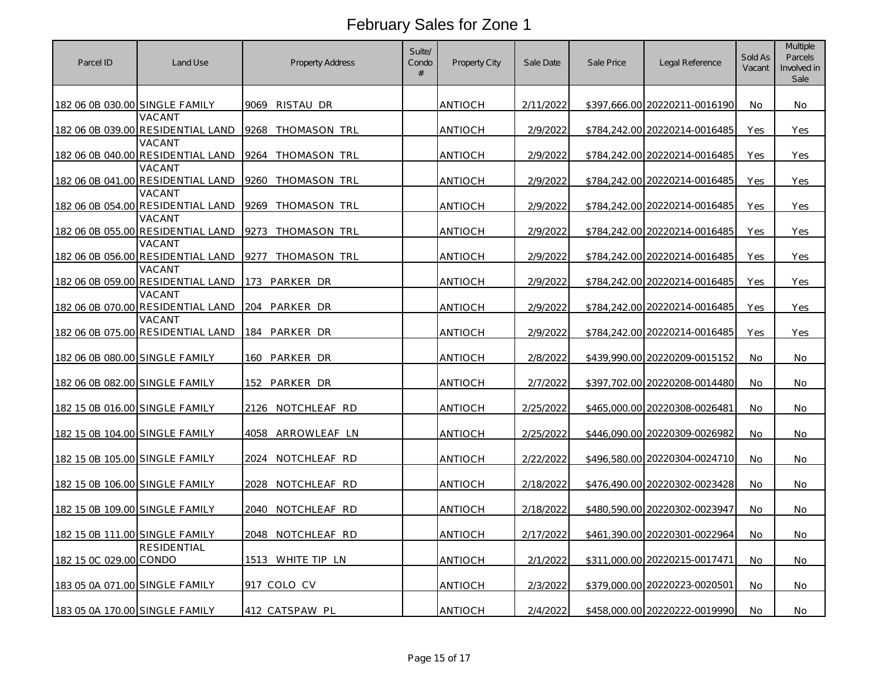# February Sales for Zone 1

| Parcel ID | Land Use | Property Address | Suite/ Condo # | Property City | Sale Date | Sale Price | Legal Reference | Sold As Vacant | Multiple Parcels Involved in Sale |
|---|---|---|---|---|---|---|---|---|---|
| 182 06 0B 030.00 | SINGLE FAMILY | 9069 RISTAU DR | | ANTIOCH | 2/11/2022 | $397,666.00 | 20220211-0016190 | No | No |
| 182 06 0B 039.00 | VACANT RESIDENTIAL LAND | 9268 THOMASON TRL | | ANTIOCH | 2/9/2022 | $784,242.00 | 20220214-0016485 | Yes | Yes |
| 182 06 0B 040.00 | VACANT RESIDENTIAL LAND | 9264 THOMASON TRL | | ANTIOCH | 2/9/2022 | $784,242.00 | 20220214-0016485 | Yes | Yes |
| 182 06 0B 041.00 | VACANT RESIDENTIAL LAND | 9260 THOMASON TRL | | ANTIOCH | 2/9/2022 | $784,242.00 | 20220214-0016485 | Yes | Yes |
| 182 06 0B 054.00 | VACANT RESIDENTIAL LAND | 9269 THOMASON TRL | | ANTIOCH | 2/9/2022 | $784,242.00 | 20220214-0016485 | Yes | Yes |
| 182 06 0B 055.00 | VACANT RESIDENTIAL LAND | 9273 THOMASON TRL | | ANTIOCH | 2/9/2022 | $784,242.00 | 20220214-0016485 | Yes | Yes |
| 182 06 0B 056.00 | VACANT RESIDENTIAL LAND | 9277 THOMASON TRL | | ANTIOCH | 2/9/2022 | $784,242.00 | 20220214-0016485 | Yes | Yes |
| 182 06 0B 059.00 | VACANT RESIDENTIAL LAND | 173 PARKER DR | | ANTIOCH | 2/9/2022 | $784,242.00 | 20220214-0016485 | Yes | Yes |
| 182 06 0B 070.00 | VACANT RESIDENTIAL LAND | 204 PARKER DR | | ANTIOCH | 2/9/2022 | $784,242.00 | 20220214-0016485 | Yes | Yes |
| 182 06 0B 075.00 | VACANT RESIDENTIAL LAND | 184 PARKER DR | | ANTIOCH | 2/9/2022 | $784,242.00 | 20220214-0016485 | Yes | Yes |
| 182 06 0B 080.00 | SINGLE FAMILY | 160 PARKER DR | | ANTIOCH | 2/8/2022 | $439,990.00 | 20220209-0015152 | No | No |
| 182 06 0B 082.00 | SINGLE FAMILY | 152 PARKER DR | | ANTIOCH | 2/7/2022 | $397,702.00 | 20220208-0014480 | No | No |
| 182 15 0B 016.00 | SINGLE FAMILY | 2126 NOTCHLEAF RD | | ANTIOCH | 2/25/2022 | $465,000.00 | 20220308-0026481 | No | No |
| 182 15 0B 104.00 | SINGLE FAMILY | 4058 ARROWLEAF LN | | ANTIOCH | 2/25/2022 | $446,090.00 | 20220309-0026982 | No | No |
| 182 15 0B 105.00 | SINGLE FAMILY | 2024 NOTCHLEAF RD | | ANTIOCH | 2/22/2022 | $496,580.00 | 20220304-0024710 | No | No |
| 182 15 0B 106.00 | SINGLE FAMILY | 2028 NOTCHLEAF RD | | ANTIOCH | 2/18/2022 | $476,490.00 | 20220302-0023428 | No | No |
| 182 15 0B 109.00 | SINGLE FAMILY | 2040 NOTCHLEAF RD | | ANTIOCH | 2/18/2022 | $480,590.00 | 20220302-0023947 | No | No |
| 182 15 0B 111.00 | SINGLE FAMILY | 2048 NOTCHLEAF RD | | ANTIOCH | 2/17/2022 | $461,390.00 | 20220301-0022964 | No | No |
| 182 15 0C 029.00 | RESIDENTIAL CONDO | 1513 WHITE TIP LN | | ANTIOCH | 2/1/2022 | $311,000.00 | 20220215-0017471 | No | No |
| 183 05 0A 071.00 | SINGLE FAMILY | 917 COLO CV | | ANTIOCH | 2/3/2022 | $379,000.00 | 20220223-0020501 | No | No |
| 183 05 0A 170.00 | SINGLE FAMILY | 412 CATSPAW PL | | ANTIOCH | 2/4/2022 | $458,000.00 | 20220222-0019990 | No | No |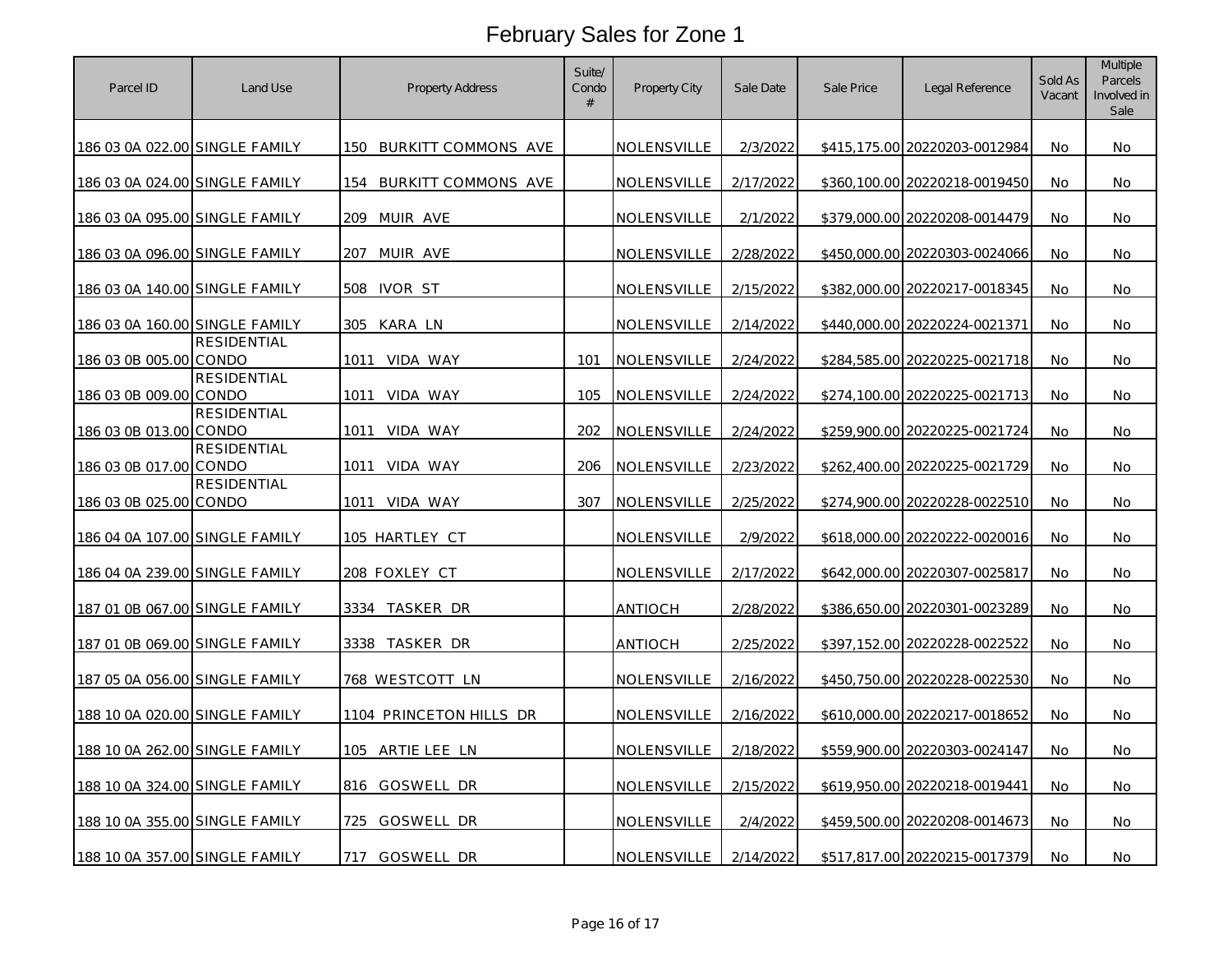# February Sales for Zone 1

| Parcel ID | Land Use | Property Address | Suite/ Condo # | Property City | Sale Date | Sale Price | Legal Reference | Sold As Vacant | Multiple Parcels Involved in Sale |
|---|---|---|---|---|---|---|---|---|---|
| 186 03 0A 022.00 | SINGLE FAMILY | 150 BURKITT COMMONS AVE | | NOLENSVILLE | 2/3/2022 | $415,175.00 | 20220203-0012984 | No | No |
| 186 03 0A 024.00 | SINGLE FAMILY | 154 BURKITT COMMONS AVE | | NOLENSVILLE | 2/17/2022 | $360,100.00 | 20220218-0019450 | No | No |
| 186 03 0A 095.00 | SINGLE FAMILY | 209 MUIR AVE | | NOLENSVILLE | 2/1/2022 | $379,000.00 | 20220208-0014479 | No | No |
| 186 03 0A 096.00 | SINGLE FAMILY | 207 MUIR AVE | | NOLENSVILLE | 2/28/2022 | $450,000.00 | 20220303-0024066 | No | No |
| 186 03 0A 140.00 | SINGLE FAMILY | 508 IVOR ST | | NOLENSVILLE | 2/15/2022 | $382,000.00 | 20220217-0018345 | No | No |
| 186 03 0A 160.00 | SINGLE FAMILY | 305 KARA LN | | NOLENSVILLE | 2/14/2022 | $440,000.00 | 20220224-0021371 | No | No |
| 186 03 0B 005.00 | RESIDENTIAL CONDO | 1011 VIDA WAY | 101 | NOLENSVILLE | 2/24/2022 | $284,585.00 | 20220225-0021718 | No | No |
| 186 03 0B 009.00 | RESIDENTIAL CONDO | 1011 VIDA WAY | 105 | NOLENSVILLE | 2/24/2022 | $274,100.00 | 20220225-0021713 | No | No |
| 186 03 0B 013.00 | RESIDENTIAL CONDO | 1011 VIDA WAY | 202 | NOLENSVILLE | 2/24/2022 | $259,900.00 | 20220225-0021724 | No | No |
| 186 03 0B 017.00 | RESIDENTIAL CONDO | 1011 VIDA WAY | 206 | NOLENSVILLE | 2/23/2022 | $262,400.00 | 20220225-0021729 | No | No |
| 186 03 0B 025.00 | RESIDENTIAL CONDO | 1011 VIDA WAY | 307 | NOLENSVILLE | 2/25/2022 | $274,900.00 | 20220228-0022510 | No | No |
| 186 04 0A 107.00 | SINGLE FAMILY | 105 HARTLEY CT | | NOLENSVILLE | 2/9/2022 | $618,000.00 | 20220222-0020016 | No | No |
| 186 04 0A 239.00 | SINGLE FAMILY | 208 FOXLEY CT | | NOLENSVILLE | 2/17/2022 | $642,000.00 | 20220307-0025817 | No | No |
| 187 01 0B 067.00 | SINGLE FAMILY | 3334 TASKER DR | | ANTIOCH | 2/28/2022 | $386,650.00 | 20220301-0023289 | No | No |
| 187 01 0B 069.00 | SINGLE FAMILY | 3338 TASKER DR | | ANTIOCH | 2/25/2022 | $397,152.00 | 20220228-0022522 | No | No |
| 187 05 0A 056.00 | SINGLE FAMILY | 768 WESTCOTT LN | | NOLENSVILLE | 2/16/2022 | $450,750.00 | 20220228-0022530 | No | No |
| 188 10 0A 020.00 | SINGLE FAMILY | 1104 PRINCETON HILLS DR | | NOLENSVILLE | 2/16/2022 | $610,000.00 | 20220217-0018652 | No | No |
| 188 10 0A 262.00 | SINGLE FAMILY | 105 ARTIE LEE LN | | NOLENSVILLE | 2/18/2022 | $559,900.00 | 20220303-0024147 | No | No |
| 188 10 0A 324.00 | SINGLE FAMILY | 816 GOSWELL DR | | NOLENSVILLE | 2/15/2022 | $619,950.00 | 20220218-0019441 | No | No |
| 188 10 0A 355.00 | SINGLE FAMILY | 725 GOSWELL DR | | NOLENSVILLE | 2/4/2022 | $459,500.00 | 20220208-0014673 | No | No |
| 188 10 0A 357.00 | SINGLE FAMILY | 717 GOSWELL DR | | NOLENSVILLE | 2/14/2022 | $517,817.00 | 20220215-0017379 | No | No |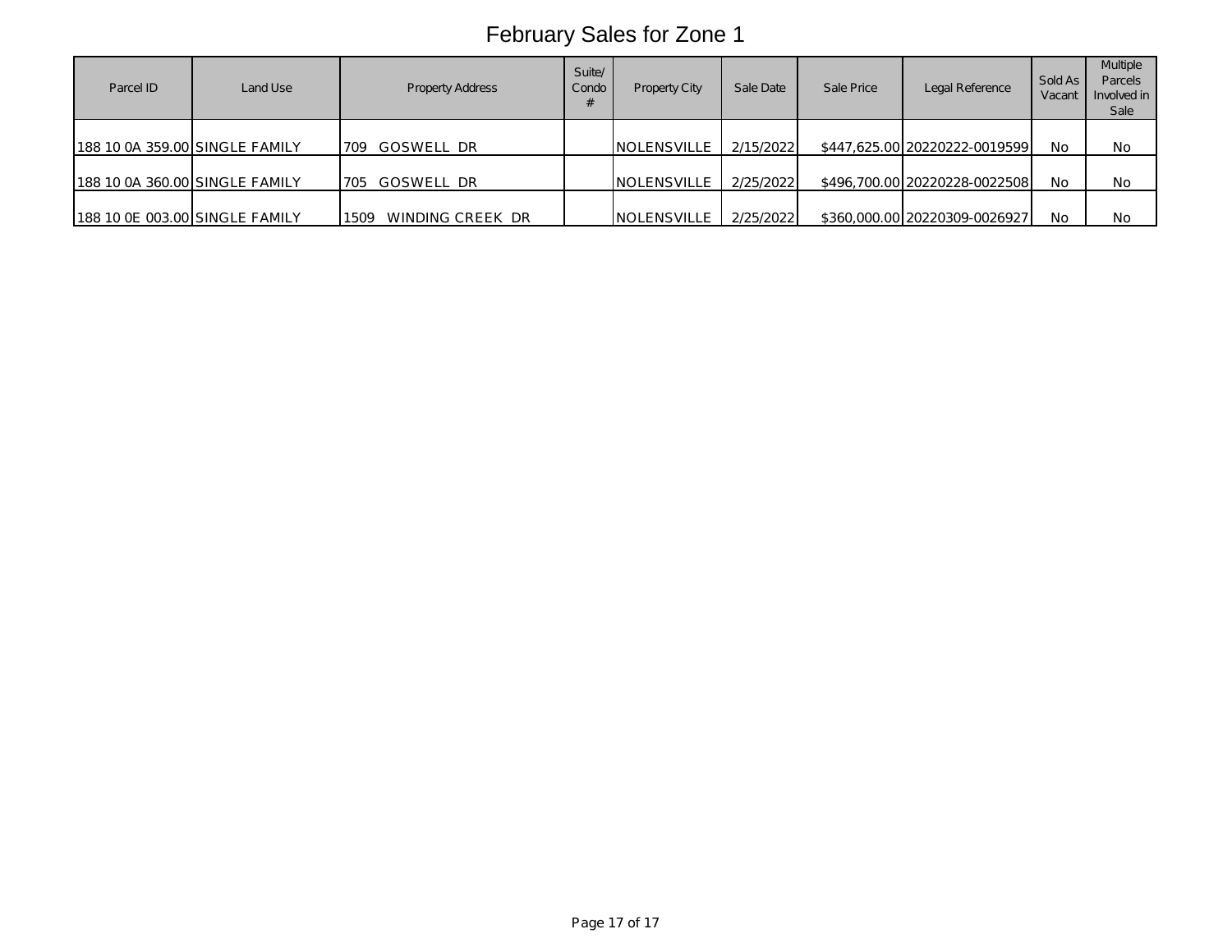# February Sales for Zone 1

| Parcel ID | Land Use | Property Address | Suite/ Condo # | Property City | Sale Date | Sale Price | Legal Reference | Sold As Vacant | Multiple Parcels Involved in Sale |
|---|---|---|---|---|---|---|---|---|---|
| 188 10 0A 359.00 | SINGLE FAMILY | 709 GOSWELL DR | | NOLENSVILLE | 2/15/2022 | $447,625.00 | 20220222-0019599 | No | No |
| 188 10 0A 360.00 | SINGLE FAMILY | 705 GOSWELL DR | | NOLENSVILLE | 2/25/2022 | $496,700.00 | 20220228-0022508 | No | No |
| 188 10 0E 003.00 | SINGLE FAMILY | 1509 WINDING CREEK DR | | NOLENSVILLE | 2/25/2022 | $360,000.00 | 20220309-0026927 | No | No |